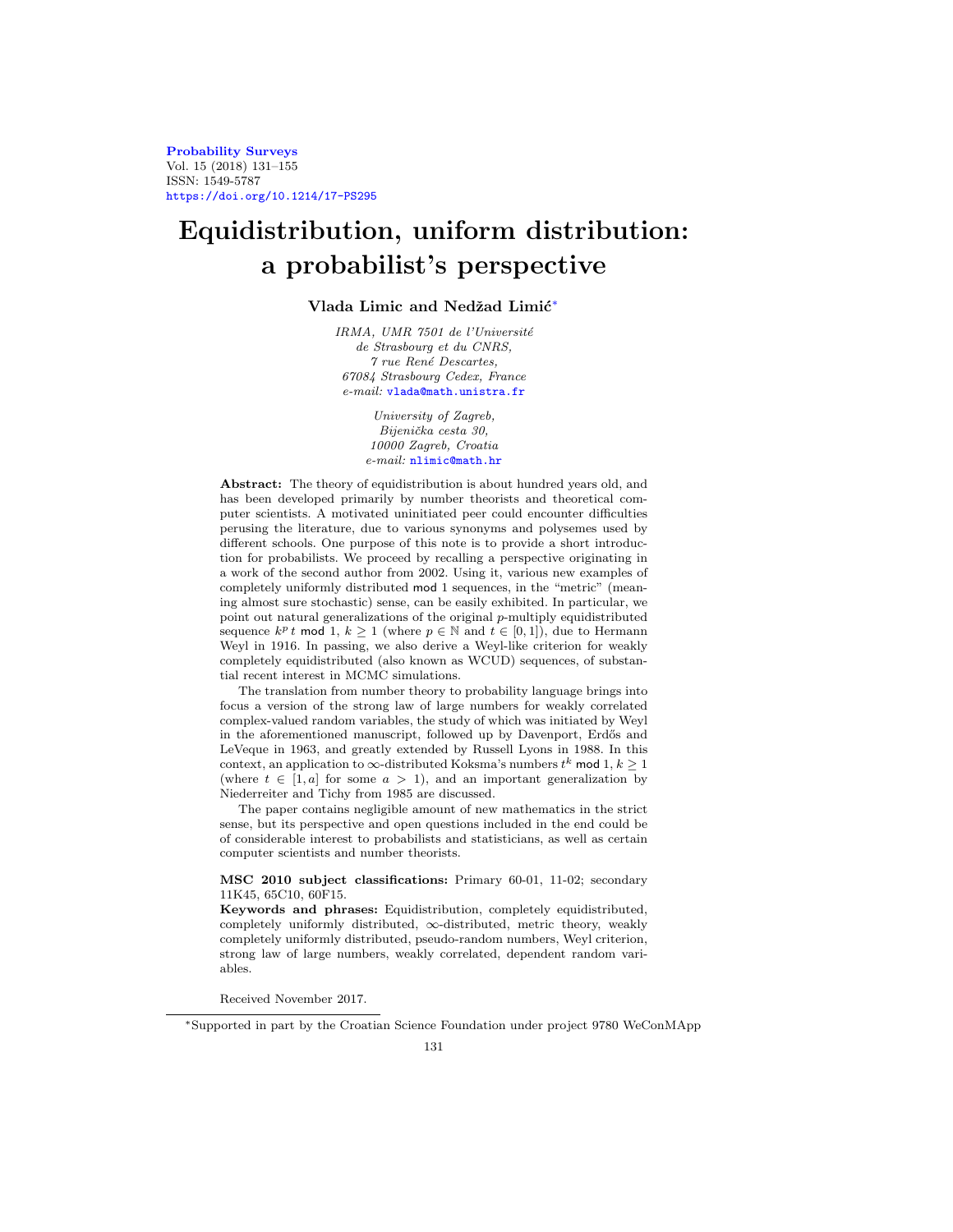# Equidistribution, uniform distribution: a probabilist's perspective

**Vlada Limic and Nedžad Limić**[*]

*IRMA, UMR 7501 de l'Université de Strasbourg et du CNRS, 7 rue René Descartes, 67084 Strasbourg Cedex, France*
*e-mail:* vlada@math.unistra.fr

*University of Zagreb, Bijenička cesta 30, 10000 Zagreb, Croatia*
*e-mail:* nlimic@math.hr

**Abstract:** The theory of equidistribution is about hundred years old, and has been developed primarily by number theorists and theoretical computer scientists. A motivated uninitiated peer could encounter difficulties perusing the literature, due to various synonyms and polysemes used by different schools. One purpose of this note is to provide a short introduction for probabilists. We proceed by recalling a perspective originating in a work of the second author from 2002. Using it, various new examples of completely uniformly distributed $\mathsf{mod}\ 1$ sequences, in the "metric" (meaning almost sure stochastic) sense, can be easily exhibited. In particular, we point out natural generalizations of the original $p$-multiply equidistributed sequence $k^p\, t\ \mathsf{mod}\ 1$, $k \geq 1$ (where $p \in \mathbb{N}$ and $t \in [0, 1]$), due to Hermann Weyl in 1916. In passing, we also derive a Weyl-like criterion for weakly completely equidistributed (also known as WCUD) sequences, of substantial recent interest in MCMC simulations.

The translation from number theory to probability language brings into focus a version of the strong law of large numbers for weakly correlated complex-valued random variables, the study of which was initiated by Weyl in the aforementioned manuscript, followed up by Davenport, Erdős and LeVeque in 1963, and greatly extended by Russell Lyons in 1988. In this context, an application to $\infty$-distributed Koksma's numbers $t^k\ \mathsf{mod}\ 1$, $k \geq 1$ (where $t \in [1, a]$ for some $a > 1$), and an important generalization by Niederreiter and Tichy from 1985 are discussed.

The paper contains negligible amount of new mathematics in the strict sense, but its perspective and open questions included in the end could be of considerable interest to probabilists and statisticians, as well as certain computer scientists and number theorists.

**MSC 2010 subject classifications:** Primary 60-01, 11-02; secondary 11K45, 65C10, 60F15.

**Keywords and phrases:** Equidistribution, completely equidistributed, completely uniformly distributed, $\infty$-distributed, metric theory, weakly completely uniformly distributed, pseudo-random numbers, Weyl criterion, strong law of large numbers, weakly correlated, dependent random variables.

Received November 2017.

[*]Supported in part by the Croatian Science Foundation under project 9780 WeConMApp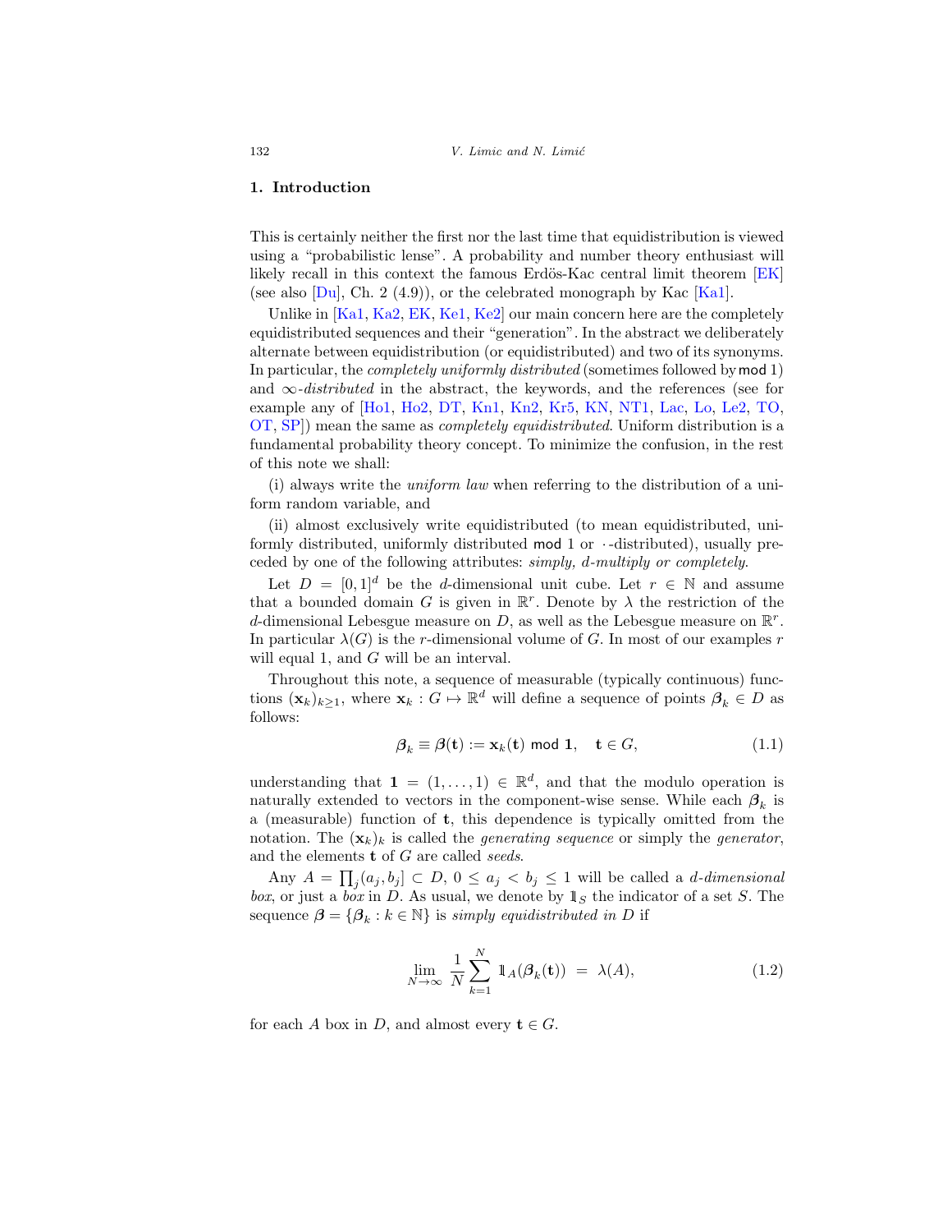## 1. Introduction

This is certainly neither the first nor the last time that equidistribution is viewed using a "probabilistic lense". A probability and number theory enthusiast will likely recall in this context the famous Erdös-Kac central limit theorem [EK] (see also [Du], Ch. 2 (4.9)), or the celebrated monograph by Kac [Ka1].

Unlike in [Ka1, Ka2, EK, Ke1, Ke2] our main concern here are the completely equidistributed sequences and their "generation". In the abstract we deliberately alternate between equidistribution (or equidistributed) and two of its synonyms. In particular, the *completely uniformly distributed* (sometimes followed by mod 1) and $\infty$-*distributed* in the abstract, the keywords, and the references (see for example any of [Ho1, Ho2, DT, Kn1, Kn2, Kr5, KN, NT1, Lac, Lo, Le2, TO, OT, SP]) mean the same as *completely equidistributed*. Uniform distribution is a fundamental probability theory concept. To minimize the confusion, in the rest of this note we shall:

(i) always write the *uniform law* when referring to the distribution of a uniform random variable, and

(ii) almost exclusively write equidistributed (to mean equidistributed, uniformly distributed, uniformly distributed mod 1 or $\cdot$-distributed), usually preceded by one of the following attributes: *simply, d-multiply or completely*.

Let $D = [0, 1]^d$ be the $d$-dimensional unit cube. Let $r \in \mathbb{N}$ and assume that a bounded domain $G$ is given in $\mathbb{R}^r$. Denote by $\lambda$ the restriction of the $d$-dimensional Lebesgue measure on $D$, as well as the Lebesgue measure on $\mathbb{R}^r$. In particular $\lambda(G)$ is the $r$-dimensional volume of $G$. In most of our examples $r$ will equal 1, and $G$ will be an interval.

Throughout this note, a sequence of measurable (typically continuous) functions $(\mathbf{x}_k)_{k\geq 1}$, where $\mathbf{x}_k : G \mapsto \mathbb{R}^d$ will define a sequence of points $\boldsymbol{\beta}_k \in D$ as follows:

$$\boldsymbol{\beta}_k \equiv \boldsymbol{\beta}(\mathbf{t}) := \mathbf{x}_k(\mathbf{t}) \text{ mod } \mathbf{1}, \quad \mathbf{t} \in G, \tag{1.1}$$

understanding that $\mathbf{1} = (1, \dots, 1) \in \mathbb{R}^d$, and that the modulo operation is naturally extended to vectors in the component-wise sense. While each $\boldsymbol{\beta}_k$ is a (measurable) function of $\mathbf{t}$, this dependence is typically omitted from the notation. The $(\mathbf{x}_k)_k$ is called the *generating sequence* or simply the *generator*, and the elements $\mathbf{t}$ of $G$ are called *seeds*.

Any $A = \prod_j (a_j, b_j] \subset D$, $0 \leq a_j < b_j \leq 1$ will be called a *d-dimensional box*, or just a *box* in $D$. As usual, we denote by $\mathbb{1}_S$ the indicator of a set $S$. The sequence $\boldsymbol{\beta} = \{\boldsymbol{\beta}_k : k \in \mathbb{N}\}$ is *simply equidistributed in* $D$ if

$$\lim_{N\to\infty} \frac{1}{N} \sum_{k=1}^{N} \mathbb{1}_A(\boldsymbol{\beta}_k(\mathbf{t})) \;=\; \lambda(A), \tag{1.2}$$

for each $A$ box in $D$, and almost every $\mathbf{t} \in G$.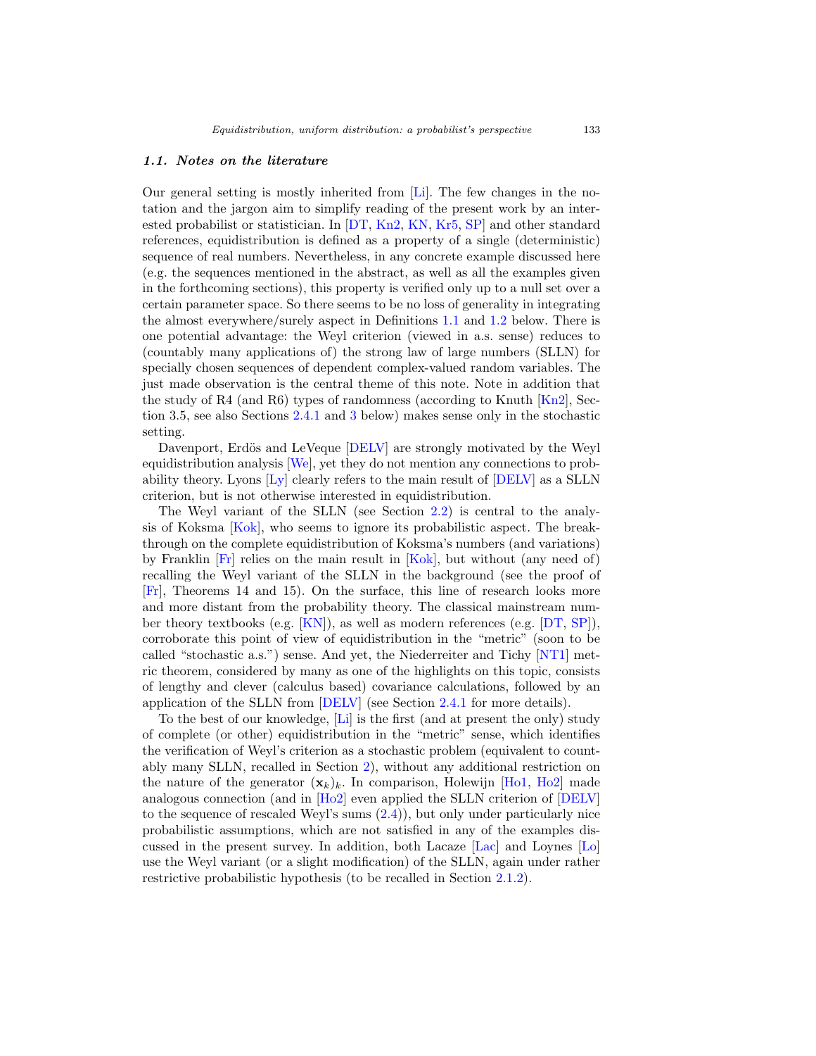### 1.1. Notes on the literature

Our general setting is mostly inherited from [Li]. The few changes in the notation and the jargon aim to simplify reading of the present work by an interested probabilist or statistician. In [DT, Kn2, KN, Kr5, SP] and other standard references, equidistribution is defined as a property of a single (deterministic) sequence of real numbers. Nevertheless, in any concrete example discussed here (e.g. the sequences mentioned in the abstract, as well as all the examples given in the forthcoming sections), this property is verified only up to a null set over a certain parameter space. So there seems to be no loss of generality in integrating the almost everywhere/surely aspect in Definitions 1.1 and 1.2 below. There is one potential advantage: the Weyl criterion (viewed in a.s. sense) reduces to (countably many applications of) the strong law of large numbers (SLLN) for specially chosen sequences of dependent complex-valued random variables. The just made observation is the central theme of this note. Note in addition that the study of R4 (and R6) types of randomness (according to Knuth [Kn2], Section 3.5, see also Sections 2.4.1 and 3 below) makes sense only in the stochastic setting.

Davenport, Erdös and LeVeque [DELV] are strongly motivated by the Weyl equidistribution analysis [We], yet they do not mention any connections to probability theory. Lyons [Ly] clearly refers to the main result of [DELV] as a SLLN criterion, but is not otherwise interested in equidistribution.

The Weyl variant of the SLLN (see Section 2.2) is central to the analysis of Koksma [Kok], who seems to ignore its probabilistic aspect. The breakthrough on the complete equidistribution of Koksma's numbers (and variations) by Franklin [Fr] relies on the main result in [Kok], but without (any need of) recalling the Weyl variant of the SLLN in the background (see the proof of [Fr], Theorems 14 and 15). On the surface, this line of research looks more and more distant from the probability theory. The classical mainstream number theory textbooks (e.g. [KN]), as well as modern references (e.g. [DT, SP]), corroborate this point of view of equidistribution in the "metric" (soon to be called "stochastic a.s.") sense. And yet, the Niederreiter and Tichy [NT1] metric theorem, considered by many as one of the highlights on this topic, consists of lengthy and clever (calculus based) covariance calculations, followed by an application of the SLLN from [DELV] (see Section 2.4.1 for more details).

To the best of our knowledge, [Li] is the first (and at present the only) study of complete (or other) equidistribution in the "metric" sense, which identifies the verification of Weyl's criterion as a stochastic problem (equivalent to countably many SLLN, recalled in Section 2), without any additional restriction on the nature of the generator $(\mathbf{x}_k)_k$. In comparison, Holewijn [Ho1, Ho2] made analogous connection (and in [Ho2] even applied the SLLN criterion of [DELV] to the sequence of rescaled Weyl's sums (2.4)), but only under particularly nice probabilistic assumptions, which are not satisfied in any of the examples discussed in the present survey. In addition, both Lacaze [Lac] and Loynes [Lo] use the Weyl variant (or a slight modification) of the SLLN, again under rather restrictive probabilistic hypothesis (to be recalled in Section 2.1.2).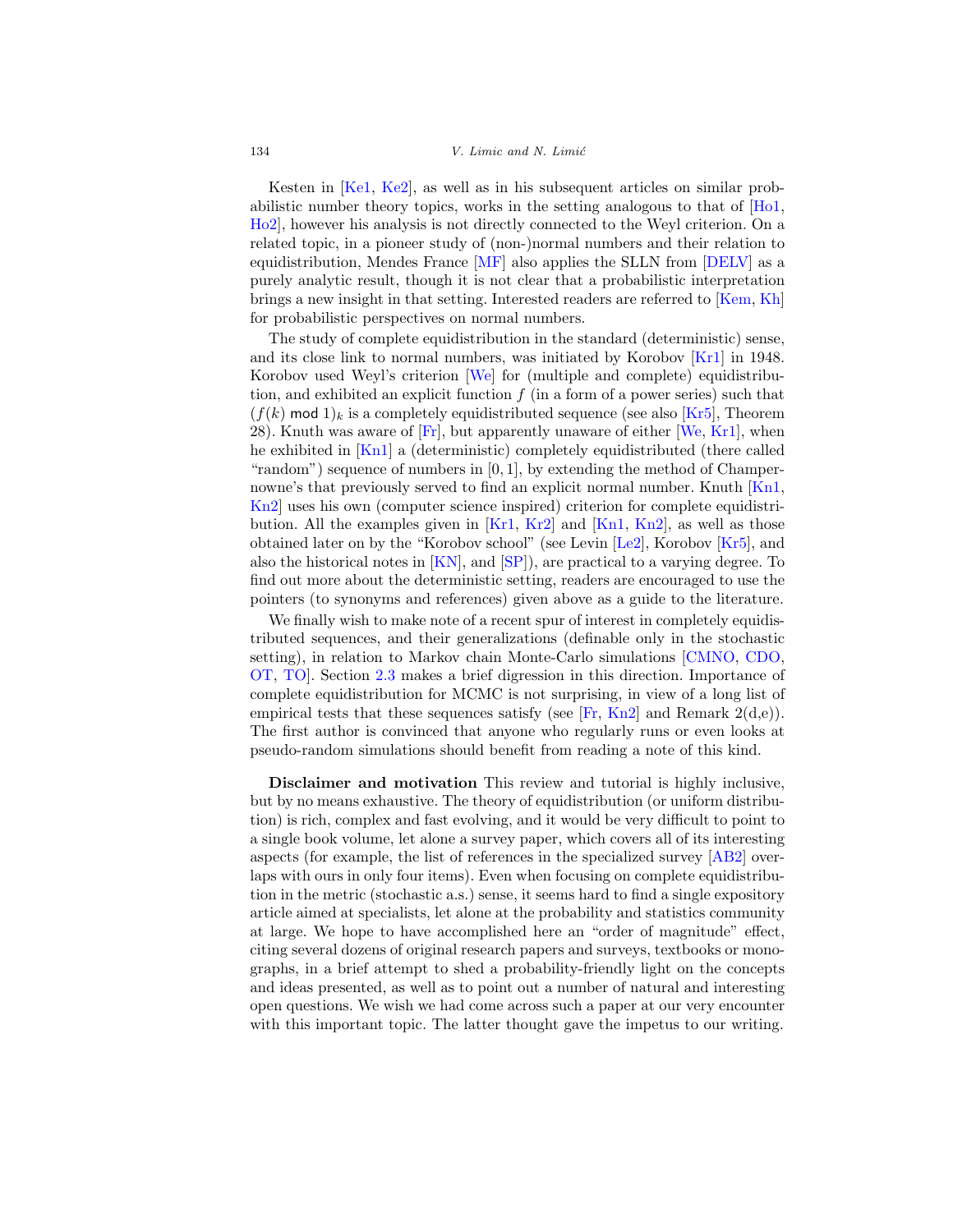Kesten in [Ke1, Ke2], as well as in his subsequent articles on similar probabilistic number theory topics, works in the setting analogous to that of [Ho1, Ho2], however his analysis is not directly connected to the Weyl criterion. On a related topic, in a pioneer study of (non-)normal numbers and their relation to equidistribution, Mendes France [MF] also applies the SLLN from [DELV] as a purely analytic result, though it is not clear that a probabilistic interpretation brings a new insight in that setting. Interested readers are referred to [Kem, Kh] for probabilistic perspectives on normal numbers.

The study of complete equidistribution in the standard (deterministic) sense, and its close link to normal numbers, was initiated by Korobov [Kr1] in 1948. Korobov used Weyl's criterion [We] for (multiple and complete) equidistribution, and exhibited an explicit function $f$ (in a form of a power series) such that $(f(k) \bmod 1)_k$ is a completely equidistributed sequence (see also [Kr5], Theorem 28). Knuth was aware of [Fr], but apparently unaware of either [We, Kr1], when he exhibited in [Kn1] a (deterministic) completely equidistributed (there called "random") sequence of numbers in $[0, 1]$, by extending the method of Champernowne's that previously served to find an explicit normal number. Knuth [Kn1, Kn2] uses his own (computer science inspired) criterion for complete equidistribution. All the examples given in [Kr1, Kr2] and [Kn1, Kn2], as well as those obtained later on by the "Korobov school" (see Levin [Le2], Korobov [Kr5], and also the historical notes in [KN], and [SP]), are practical to a varying degree. To find out more about the deterministic setting, readers are encouraged to use the pointers (to synonyms and references) given above as a guide to the literature.

We finally wish to make note of a recent spur of interest in completely equidistributed sequences, and their generalizations (definable only in the stochastic setting), in relation to Markov chain Monte-Carlo simulations [CMNO, CDO, OT, TO]. Section 2.3 makes a brief digression in this direction. Importance of complete equidistribution for MCMC is not surprising, in view of a long list of empirical tests that these sequences satisfy (see [Fr, Kn2] and Remark 2(d,e)). The first author is convinced that anyone who regularly runs or even looks at pseudo-random simulations should benefit from reading a note of this kind.

**Disclaimer and motivation** This review and tutorial is highly inclusive, but by no means exhaustive. The theory of equidistribution (or uniform distribution) is rich, complex and fast evolving, and it would be very difficult to point to a single book volume, let alone a survey paper, which covers all of its interesting aspects (for example, the list of references in the specialized survey [AB2] overlaps with ours in only four items). Even when focusing on complete equidistribution in the metric (stochastic a.s.) sense, it seems hard to find a single expository article aimed at specialists, let alone at the probability and statistics community at large. We hope to have accomplished here an "order of magnitude" effect, citing several dozens of original research papers and surveys, textbooks or monographs, in a brief attempt to shed a probability-friendly light on the concepts and ideas presented, as well as to point out a number of natural and interesting open questions. We wish we had come across such a paper at our very encounter with this important topic. The latter thought gave the impetus to our writing.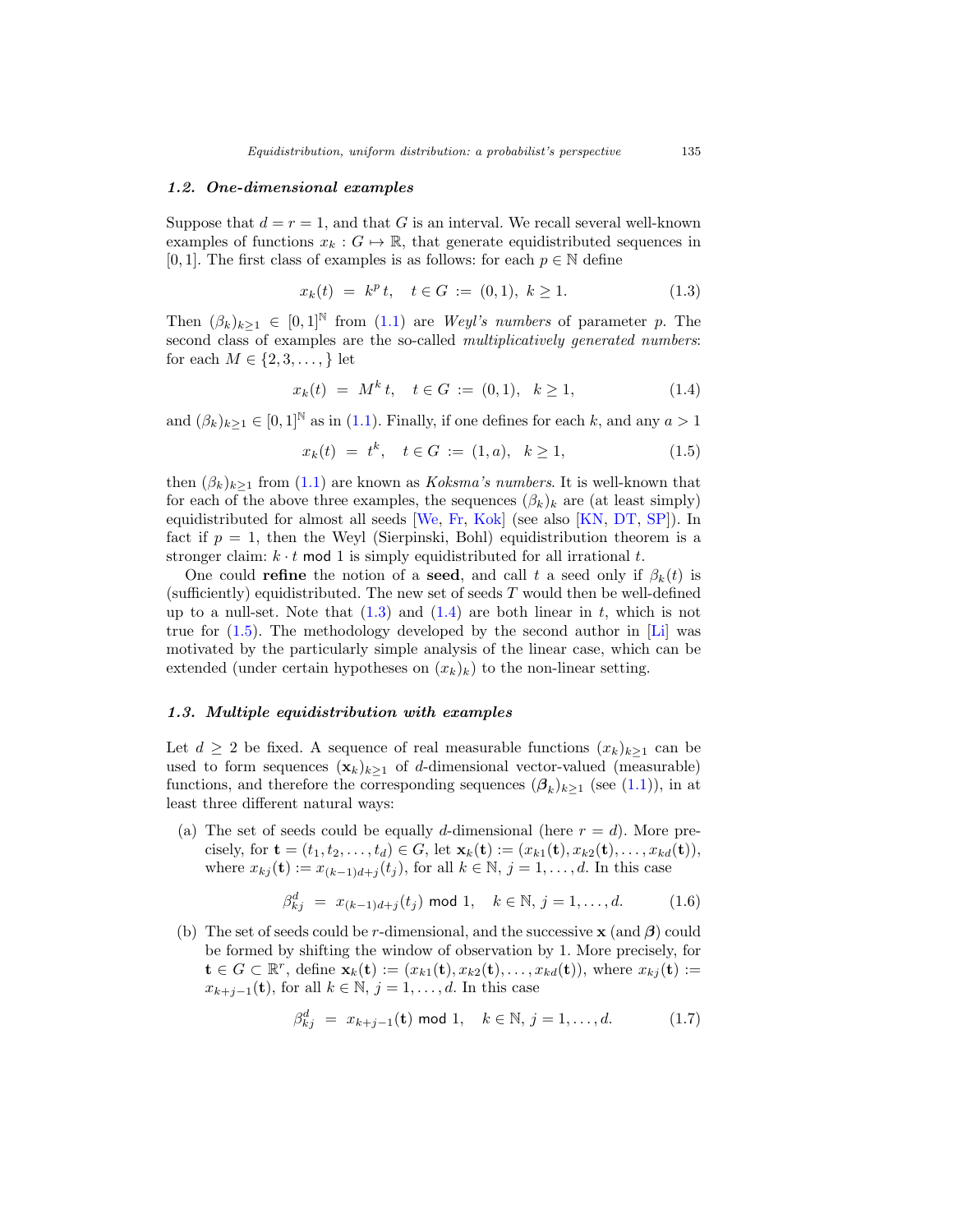### 1.2. One-dimensional examples

Suppose that $d = r = 1$, and that $G$ is an interval. We recall several well-known examples of functions $x_k : G \mapsto \mathbb{R}$, that generate equidistributed sequences in $[0,1]$. The first class of examples is as follows: for each $p \in \mathbb{N}$ define

$$x_k(t) \;=\; k^p\, t, \quad t \in G \;:=\; (0,1),\ k \geq 1. \tag{1.3}$$

Then $(\beta_k)_{k\geq 1} \in [0,1]^{\mathbb{N}}$ from (1.1) are *Weyl's numbers* of parameter $p$. The second class of examples are the so-called *multiplicatively generated numbers*: for each $M \in \{2, 3, \ldots, \}$ let

$$x_k(t) \;=\; M^k\, t, \quad t \in G \;:=\; (0,1), \quad k \geq 1, \tag{1.4}$$

and $(\beta_k)_{k\geq 1} \in [0,1]^{\mathbb{N}}$ as in (1.1). Finally, if one defines for each $k$, and any $a > 1$

$$x_k(t) \;=\; t^k, \quad t \in G \;:=\; (1,a), \quad k \geq 1, \tag{1.5}$$

then $(\beta_k)_{k\geq 1}$ from (1.1) are known as *Koksma's numbers*. It is well-known that for each of the above three examples, the sequences $(\beta_k)_k$ are (at least simply) equidistributed for almost all seeds [We, Fr, Kok] (see also [KN, DT, SP]). In fact if $p = 1$, then the Weyl (Sierpinski, Bohl) equidistribution theorem is a stronger claim: $k \cdot t \bmod 1$ is simply equidistributed for all irrational $t$.

One could **refine** the notion of a **seed**, and call $t$ a seed only if $\beta_k(t)$ is (sufficiently) equidistributed. The new set of seeds $T$ would then be well-defined up to a null-set. Note that (1.3) and (1.4) are both linear in $t$, which is not true for (1.5). The methodology developed by the second author in [Li] was motivated by the particularly simple analysis of the linear case, which can be extended (under certain hypotheses on $(x_k)_k$) to the non-linear setting.

### 1.3. Multiple equidistribution with examples

Let $d \geq 2$ be fixed. A sequence of real measurable functions $(x_k)_{k\geq 1}$ can be used to form sequences $(\mathbf{x}_k)_{k\geq 1}$ of $d$-dimensional vector-valued (measurable) functions, and therefore the corresponding sequences $(\boldsymbol{\beta}_k)_{k\geq 1}$ (see (1.1)), in at least three different natural ways:

(a) The set of seeds could be equally $d$-dimensional (here $r = d$). More precisely, for $\mathbf{t} = (t_1, t_2, \ldots, t_d) \in G$, let $\mathbf{x}_k(\mathbf{t}) := (x_{k1}(\mathbf{t}), x_{k2}(\mathbf{t}), \ldots, x_{kd}(\mathbf{t}))$, where $x_{kj}(\mathbf{t}) := x_{(k-1)d+j}(t_j)$, for all $k \in \mathbb{N}$, $j = 1, \ldots, d$. In this case

$$\beta^d_{kj} \;=\; x_{(k-1)d+j}(t_j) \bmod 1, \quad k \in \mathbb{N},\, j = 1, \ldots, d. \tag{1.6}$$

(b) The set of seeds could be $r$-dimensional, and the successive $\mathbf{x}$ (and $\boldsymbol{\beta}$) could be formed by shifting the window of observation by 1. More precisely, for $\mathbf{t} \in G \subset \mathbb{R}^r$, define $\mathbf{x}_k(\mathbf{t}) := (x_{k1}(\mathbf{t}), x_{k2}(\mathbf{t}), \ldots, x_{kd}(\mathbf{t}))$, where $x_{kj}(\mathbf{t}) := x_{k+j-1}(\mathbf{t})$, for all $k \in \mathbb{N}$, $j = 1, \ldots, d$. In this case

$$\beta^d_{kj} \;=\; x_{k+j-1}(\mathbf{t}) \bmod 1, \quad k \in \mathbb{N},\, j = 1, \ldots, d. \tag{1.7}$$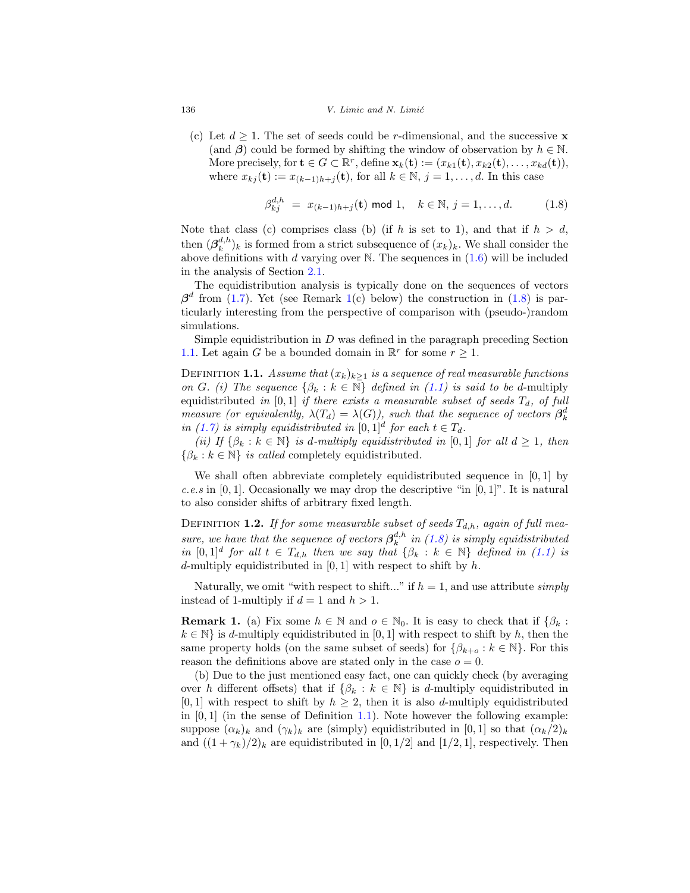(c) Let $d \geq 1$. The set of seeds could be $r$-dimensional, and the successive $\mathbf{x}$ (and $\boldsymbol{\beta}$) could be formed by shifting the window of observation by $h \in \mathbb{N}$. More precisely, for $\mathbf{t} \in G \subset \mathbb{R}^r$, define $\mathbf{x}_k(\mathbf{t}) := (x_{k1}(\mathbf{t}), x_{k2}(\mathbf{t}), \ldots, x_{kd}(\mathbf{t}))$, where $x_{kj}(\mathbf{t}) := x_{(k-1)h+j}(\mathbf{t})$, for all $k \in \mathbb{N}$, $j = 1, \ldots, d$. In this case

$$\beta_{kj}^{d,h} \;=\; x_{(k-1)h+j}(\mathbf{t}) \text{ mod } 1, \quad k \in \mathbb{N}, \, j = 1, \ldots, d. \tag{1.8}$$

Note that class (c) comprises class (b) (if $h$ is set to 1), and that if $h > d$, then $(\boldsymbol{\beta}_k^{d,h})_k$ is formed from a strict subsequence of $(x_k)_k$. We shall consider the above definitions with $d$ varying over $\mathbb{N}$. The sequences in (1.6) will be included in the analysis of Section 2.1.

The equidistribution analysis is typically done on the sequences of vectors $\boldsymbol{\beta}^d$ from (1.7). Yet (see Remark 1(c) below) the construction in (1.8) is particularly interesting from the perspective of comparison with (pseudo-)random simulations.

Simple equidistribution in $D$ was defined in the paragraph preceding Section 1.1. Let again $G$ be a bounded domain in $\mathbb{R}^r$ for some $r \geq 1$.

Definition **1.1.** *Assume that $(x_k)_{k \geq 1}$ is a sequence of real measurable functions on $G$. (i) The sequence $\{\beta_k : k \in \mathbb{N}\}$ defined in (1.1) is said to be* $d$-multiply equidistributed *in $[0,1]$ if there exists a measurable subset of seeds $T_d$, of full measure (or equivalently, $\lambda(T_d) = \lambda(G)$), such that the sequence of vectors $\boldsymbol{\beta}_k^d$ in (1.7) is simply equidistributed in $[0,1]^d$ for each $t \in T_d$.*

*(ii) If $\{\beta_k : k \in \mathbb{N}\}$ is $d$-multiply equidistributed in $[0,1]$ for all $d \geq 1$, then $\{\beta_k : k \in \mathbb{N}\}$ is called* completely equidistributed.

We shall often abbreviate completely equidistributed sequence in $[0,1]$ by *c.e.s* in $[0,1]$. Occasionally we may drop the descriptive "in $[0,1]$". It is natural to also consider shifts of arbitrary fixed length.

Definition **1.2.** *If for some measurable subset of seeds $T_{d,h}$, again of full measure, we have that the sequence of vectors $\boldsymbol{\beta}_k^{d,h}$ in (1.8) is simply equidistributed in $[0,1]^d$ for all $t \in T_{d,h}$ then we say that $\{\beta_k : k \in \mathbb{N}\}$ defined in (1.1) is* $d$-multiply equidistributed in $[0,1]$ with respect to shift by $h$.

Naturally, we omit "with respect to shift..." if $h = 1$, and use attribute *simply* instead of 1-multiply if $d = 1$ and $h > 1$.

**Remark 1.** (a) Fix some $h \in \mathbb{N}$ and $o \in \mathbb{N}_0$. It is easy to check that if $\{\beta_k : k \in \mathbb{N}\}$ is $d$-multiply equidistributed in $[0,1]$ with respect to shift by $h$, then the same property holds (on the same subset of seeds) for $\{\beta_{k+o} : k \in \mathbb{N}\}$. For this reason the definitions above are stated only in the case $o = 0$.

(b) Due to the just mentioned easy fact, one can quickly check (by averaging over $h$ different offsets) that if $\{\beta_k : k \in \mathbb{N}\}$ is $d$-multiply equidistributed in $[0,1]$ with respect to shift by $h \geq 2$, then it is also $d$-multiply equidistributed in $[0,1]$ (in the sense of Definition 1.1). Note however the following example: suppose $(\alpha_k)_k$ and $(\gamma_k)_k$ are (simply) equidistributed in $[0,1]$ so that $(\alpha_k/2)_k$ and $((1+\gamma_k)/2)_k$ are equidistributed in $[0,1/2]$ and $[1/2,1]$, respectively. Then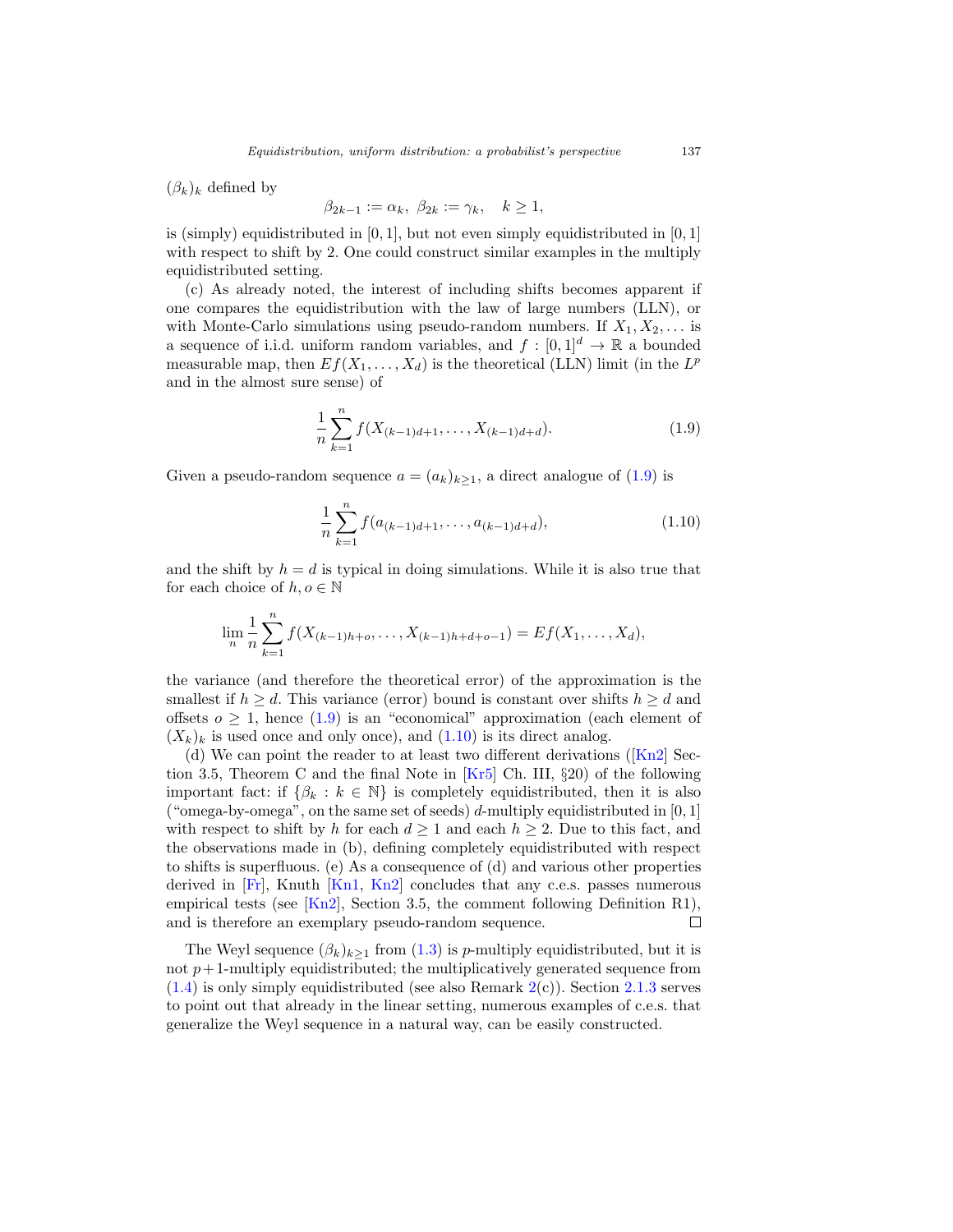$(\beta_k)_k$ defined by

$$\beta_{2k-1} := \alpha_k,\ \beta_{2k} := \gamma_k, \quad k \geq 1,$$

is (simply) equidistributed in $[0,1]$, but not even simply equidistributed in $[0,1]$ with respect to shift by 2. One could construct similar examples in the multiply equidistributed setting.

(c) As already noted, the interest of including shifts becomes apparent if one compares the equidistribution with the law of large numbers (LLN), or with Monte-Carlo simulations using pseudo-random numbers. If $X_1, X_2, \ldots$ is a sequence of i.i.d. uniform random variables, and $f : [0,1]^d \to \mathbb{R}$ a bounded measurable map, then $Ef(X_1, \ldots, X_d)$ is the theoretical (LLN) limit (in the $L^p$ and in the almost sure sense) of

$$\frac{1}{n}\sum_{k=1}^{n} f(X_{(k-1)d+1}, \ldots, X_{(k-1)d+d}). \tag{1.9}$$

Given a pseudo-random sequence $a = (a_k)_{k\geq 1}$, a direct analogue of (1.9) is

$$\frac{1}{n}\sum_{k=1}^{n} f(a_{(k-1)d+1}, \ldots, a_{(k-1)d+d}), \tag{1.10}$$

and the shift by $h = d$ is typical in doing simulations. While it is also true that for each choice of $h, o \in \mathbb{N}$

$$\lim_n \frac{1}{n}\sum_{k=1}^{n} f(X_{(k-1)h+o}, \ldots, X_{(k-1)h+d+o-1}) = Ef(X_1, \ldots, X_d),$$

the variance (and therefore the theoretical error) of the approximation is the smallest if $h \geq d$. This variance (error) bound is constant over shifts $h \geq d$ and offsets $o \geq 1$, hence (1.9) is an "economical" approximation (each element of $(X_k)_k$ is used once and only once), and (1.10) is its direct analog.

(d) We can point the reader to at least two different derivations ([Kn2] Section 3.5, Theorem C and the final Note in [Kr5] Ch. III, §20) of the following important fact: if $\{\beta_k : k \in \mathbb{N}\}$ is completely equidistributed, then it is also ("omega-by-omega", on the same set of seeds) $d$-multiply equidistributed in $[0,1]$ with respect to shift by $h$ for each $d \geq 1$ and each $h \geq 2$. Due to this fact, and the observations made in (b), defining completely equidistributed with respect to shifts is superfluous. (e) As a consequence of (d) and various other properties derived in [Fr], Knuth [Kn1, Kn2] concludes that any c.e.s. passes numerous empirical tests (see [Kn2], Section 3.5, the comment following Definition R1), and is therefore an exemplary pseudo-random sequence. □

The Weyl sequence $(\beta_k)_{k\geq 1}$ from (1.3) is $p$-multiply equidistributed, but it is not $p+1$-multiply equidistributed; the multiplicatively generated sequence from (1.4) is only simply equidistributed (see also Remark 2(c)). Section 2.1.3 serves to point out that already in the linear setting, numerous examples of c.e.s. that generalize the Weyl sequence in a natural way, can be easily constructed.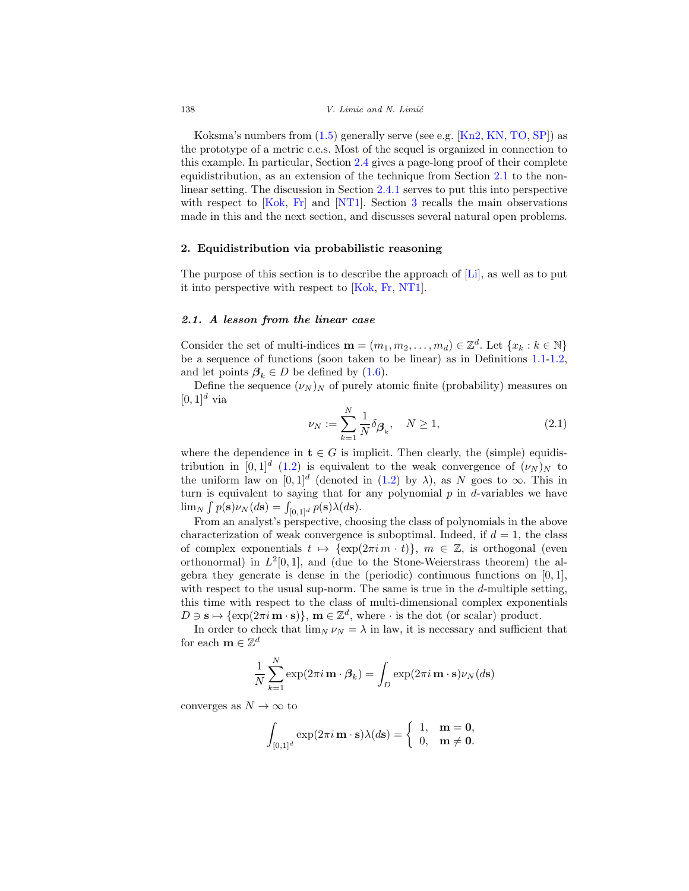Koksma's numbers from (1.5) generally serve (see e.g. [Kn2, KN, TO, SP]) as the prototype of a metric c.e.s. Most of the sequel is organized in connection to this example. In particular, Section 2.4 gives a page-long proof of their complete equidistribution, as an extension of the technique from Section 2.1 to the non-linear setting. The discussion in Section 2.4.1 serves to put this into perspective with respect to [Kok, Fr] and [NT1]. Section 3 recalls the main observations made in this and the next section, and discusses several natural open problems.

## 2. Equidistribution via probabilistic reasoning

The purpose of this section is to describe the approach of [Li], as well as to put it into perspective with respect to [Kok, Fr, NT1].

### *2.1. A lesson from the linear case*

Consider the set of multi-indices $\mathbf{m} = (m_1, m_2, \dots, m_d) \in \mathbb{Z}^d$. Let $\{x_k : k \in \mathbb{N}\}$ be a sequence of functions (soon taken to be linear) as in Definitions 1.1-1.2, and let points $\boldsymbol{\beta}_k \in D$ be defined by (1.6).

Define the sequence $(\nu_N)_N$ of purely atomic finite (probability) measures on $[0,1]^d$ via

$$\nu_N := \sum_{k=1}^{N} \frac{1}{N} \delta_{\boldsymbol{\beta}_k}, \quad N \geq 1, \tag{2.1}$$

where the dependence in $\mathbf{t} \in G$ is implicit. Then clearly, the (simple) equidistribution in $[0,1]^d$ (1.2) is equivalent to the weak convergence of $(\nu_N)_N$ to the uniform law on $[0,1]^d$ (denoted in (1.2) by $\lambda$), as $N$ goes to $\infty$. This in turn is equivalent to saying that for any polynomial $p$ in $d$-variables we have $\lim_N \int p(\mathbf{s}) \nu_N(d\mathbf{s}) = \int_{[0,1]^d} p(\mathbf{s}) \lambda(d\mathbf{s})$.

From an analyst's perspective, choosing the class of polynomials in the above characterization of weak convergence is suboptimal. Indeed, if $d = 1$, the class of complex exponentials $t \mapsto \{\exp(2\pi i\, m \cdot t)\}$, $m \in \mathbb{Z}$, is orthogonal (even orthonormal) in $L^2[0,1]$, and (due to the Stone-Weierstrass theorem) the algebra they generate is dense in the (periodic) continuous functions on $[0,1]$, with respect to the usual sup-norm. The same is true in the $d$-multiple setting, this time with respect to the class of multi-dimensional complex exponentials $D \ni \mathbf{s} \mapsto \{\exp(2\pi i\, \mathbf{m} \cdot \mathbf{s})\}$, $\mathbf{m} \in \mathbb{Z}^d$, where $\cdot$ is the dot (or scalar) product.

In order to check that $\lim_N \nu_N = \lambda$ in law, it is necessary and sufficient that for each $\mathbf{m} \in \mathbb{Z}^d$

$$\frac{1}{N} \sum_{k=1}^{N} \exp(2\pi i\, \mathbf{m} \cdot \boldsymbol{\beta}_k) = \int_D \exp(2\pi i\, \mathbf{m} \cdot \mathbf{s}) \nu_N(d\mathbf{s})$$

converges as $N \to \infty$ to

$$\int_{[0,1]^d} \exp(2\pi i\, \mathbf{m} \cdot \mathbf{s}) \lambda(d\mathbf{s}) = \begin{cases} 1, & \mathbf{m} = \mathbf{0}, \\ 0, & \mathbf{m} \neq \mathbf{0}. \end{cases}$$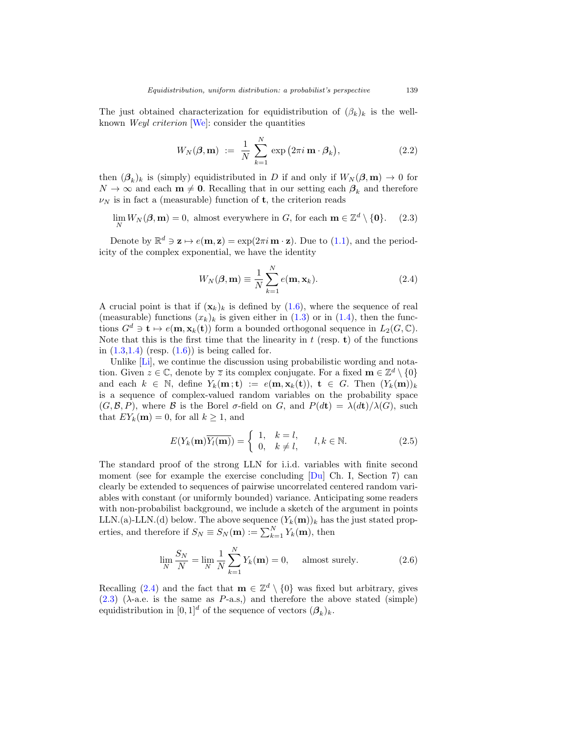The just obtained characterization for equidistribution of $(\beta_k)_k$ is the well-known *Weyl criterion* [We]: consider the quantities

$$W_N(\boldsymbol{\beta}, \mathbf{m}) \;:=\; \frac{1}{N} \sum_{k=1}^{N} \exp\big(2\pi i\, \mathbf{m} \cdot \boldsymbol{\beta}_k\big), \tag{2.2}$$

then $(\boldsymbol{\beta}_k)_k$ is (simply) equidistributed in $D$ if and only if $W_N(\boldsymbol{\beta}, \mathbf{m}) \to 0$ for $N \to \infty$ and each $\mathbf{m} \neq \mathbf{0}$. Recalling that in our setting each $\boldsymbol{\beta}_k$ and therefore $\nu_N$ is in fact a (measurable) function of $\mathbf{t}$, the criterion reads

$$\lim_N W_N(\boldsymbol{\beta}, \mathbf{m}) = 0, \text{ almost everywhere in } G, \text{ for each } \mathbf{m} \in \mathbb{Z}^d \setminus \{\mathbf{0}\}. \tag{2.3}$$

Denote by $\mathbb{R}^d \ni \mathbf{z} \mapsto e(\mathbf{m}, \mathbf{z}) = \exp(2\pi i\, \mathbf{m} \cdot \mathbf{z})$. Due to (1.1), and the periodicity of the complex exponential, we have the identity

$$W_N(\boldsymbol{\beta}, \mathbf{m}) \equiv \frac{1}{N} \sum_{k=1}^{N} e(\mathbf{m}, \mathbf{x}_k). \tag{2.4}$$

A crucial point is that if $(\mathbf{x}_k)_k$ is defined by (1.6), where the sequence of real (measurable) functions $(x_k)_k$ is given either in (1.3) or in (1.4), then the functions $G^d \ni \mathbf{t} \mapsto e(\mathbf{m}, \mathbf{x}_k(\mathbf{t}))$ form a bounded orthogonal sequence in $L_2(G, \mathbb{C})$. Note that this is the first time that the linearity in $t$ (resp. $\mathbf{t}$) of the functions in (1.3,1.4) (resp. (1.6)) is being called for.

Unlike [Li], we continue the discussion using probabilistic wording and notation. Given $z \in \mathbb{C}$, denote by $\overline{z}$ its complex conjugate. For a fixed $\mathbf{m} \in \mathbb{Z}^d \setminus \{0\}$ and each $k \in \mathbb{N}$, define $Y_k(\mathbf{m}\,; \mathbf{t}) := e(\mathbf{m}, \mathbf{x}_k(\mathbf{t}))$, $\mathbf{t} \in G$. Then $(Y_k(\mathbf{m}))_k$ is a sequence of complex-valued random variables on the probability space $(G, \mathcal{B}, P)$, where $\mathcal{B}$ is the Borel $\sigma$-field on $G$, and $P(d\mathbf{t}) = \lambda(d\mathbf{t})/\lambda(G)$, such that $EY_k(\mathbf{m}) = 0$, for all $k \geq 1$, and

$$E(Y_k(\mathbf{m})\overline{Y_l(\mathbf{m})}) = \begin{cases} 1, & k = l, \\ 0, & k \neq l, \end{cases} \qquad l, k \in \mathbb{N}. \tag{2.5}$$

The standard proof of the strong LLN for i.i.d. variables with finite second moment (see for example the exercise concluding [Du] Ch. I, Section 7) can clearly be extended to sequences of pairwise uncorrelated centered random variables with constant (or uniformly bounded) variance. Anticipating some readers with non-probabilist background, we include a sketch of the argument in points LLN.(a)-LLN.(d) below. The above sequence $(Y_k(\mathbf{m}))_k$ has the just stated properties, and therefore if $S_N \equiv S_N(\mathbf{m}) := \sum_{k=1}^{N} Y_k(\mathbf{m})$, then

$$\lim_N \frac{S_N}{N} = \lim_N \frac{1}{N} \sum_{k=1}^{N} Y_k(\mathbf{m}) = 0, \qquad \text{almost surely.} \tag{2.6}$$

Recalling (2.4) and the fact that $\mathbf{m} \in \mathbb{Z}^d \setminus \{0\}$ was fixed but arbitrary, gives (2.3) ($\lambda$-a.e. is the same as $P$-a.s,) and therefore the above stated (simple) equidistribution in $[0,1]^d$ of the sequence of vectors $(\boldsymbol{\beta}_k)_k$.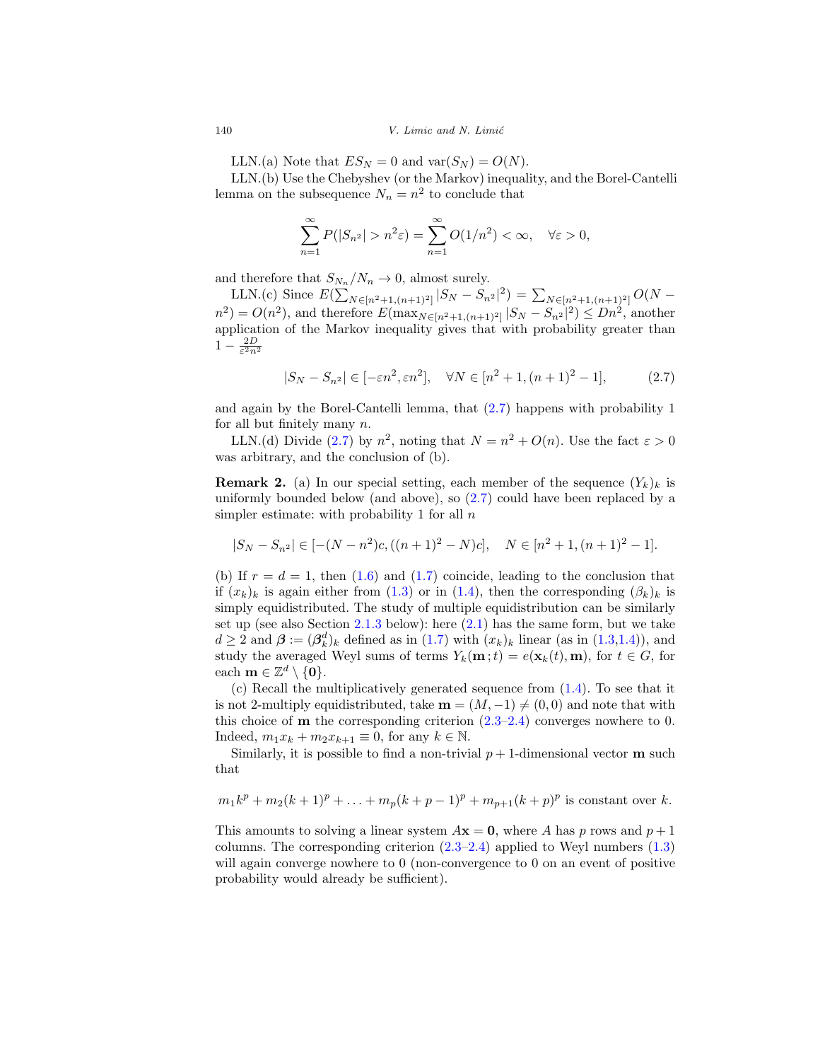LLN.(a) Note that $ES_N = 0$ and $\text{var}(S_N) = O(N)$.

LLN.(b) Use the Chebyshev (or the Markov) inequality, and the Borel-Cantelli lemma on the subsequence $N_n = n^2$ to conclude that

$$\sum_{n=1}^{\infty} P(|S_{n^2}| > n^2\varepsilon) = \sum_{n=1}^{\infty} O(1/n^2) < \infty, \quad \forall \varepsilon > 0,$$

and therefore that $S_{N_n}/N_n \to 0$, almost surely.

LLN.(c) Since $E(\sum_{N\in[n^2+1,(n+1)^2]} |S_N - S_{n^2}|^2) = \sum_{N\in[n^2+1,(n+1)^2]} O(N - n^2) = O(n^2)$, and therefore $E(\max_{N\in[n^2+1,(n+1)^2]} |S_N - S_{n^2}|^2) \leq Dn^2$, another application of the Markov inequality gives that with probability greater than $1 - \frac{2D}{\varepsilon^2 n^2}$

$$|S_N - S_{n^2}| \in [-\varepsilon n^2, \varepsilon n^2], \quad \forall N \in [n^2+1, (n+1)^2 - 1], \tag{2.7}$$

and again by the Borel-Cantelli lemma, that (2.7) happens with probability 1 for all but finitely many $n$.

LLN.(d) Divide (2.7) by $n^2$, noting that $N = n^2 + O(n)$. Use the fact $\varepsilon > 0$ was arbitrary, and the conclusion of (b).

**Remark 2.** (a) In our special setting, each member of the sequence $(Y_k)_k$ is uniformly bounded below (and above), so (2.7) could have been replaced by a simpler estimate: with probability 1 for all $n$

$$|S_N - S_{n^2}| \in [-(N - n^2)c, ((n+1)^2 - N)c], \quad N \in [n^2+1, (n+1)^2 - 1].$$

(b) If $r = d = 1$, then (1.6) and (1.7) coincide, leading to the conclusion that if $(x_k)_k$ is again either from (1.3) or in (1.4), then the corresponding $(\beta_k)_k$ is simply equidistributed. The study of multiple equidistribution can be similarly set up (see also Section 2.1.3 below): here (2.1) has the same form, but we take $d \geq 2$ and $\boldsymbol{\beta} := (\boldsymbol{\beta}_k^d)_k$ defined as in (1.7) with $(x_k)_k$ linear (as in (1.3,1.4)), and study the averaged Weyl sums of terms $Y_k(\mathbf{m}\,; t) = e(\mathbf{x}_k(t), \mathbf{m})$, for $t \in G$, for each $\mathbf{m} \in \mathbb{Z}^d \setminus \{\mathbf{0}\}$.

(c) Recall the multiplicatively generated sequence from (1.4). To see that it is not 2-multiply equidistributed, take $\mathbf{m} = (M, -1) \neq (0, 0)$ and note that with this choice of $\mathbf{m}$ the corresponding criterion (2.3–2.4) converges nowhere to 0. Indeed, $m_1 x_k + m_2 x_{k+1} \equiv 0$, for any $k \in \mathbb{N}$.

Similarly, it is possible to find a non-trivial $p+1$-dimensional vector $\mathbf{m}$ such that

$$m_1 k^p + m_2 (k+1)^p + \ldots + m_p (k+p-1)^p + m_{p+1} (k+p)^p \text{ is constant over } k.$$

This amounts to solving a linear system $A\mathbf{x} = \mathbf{0}$, where $A$ has $p$ rows and $p+1$ columns. The corresponding criterion (2.3–2.4) applied to Weyl numbers (1.3) will again converge nowhere to 0 (non-convergence to 0 on an event of positive probability would already be sufficient).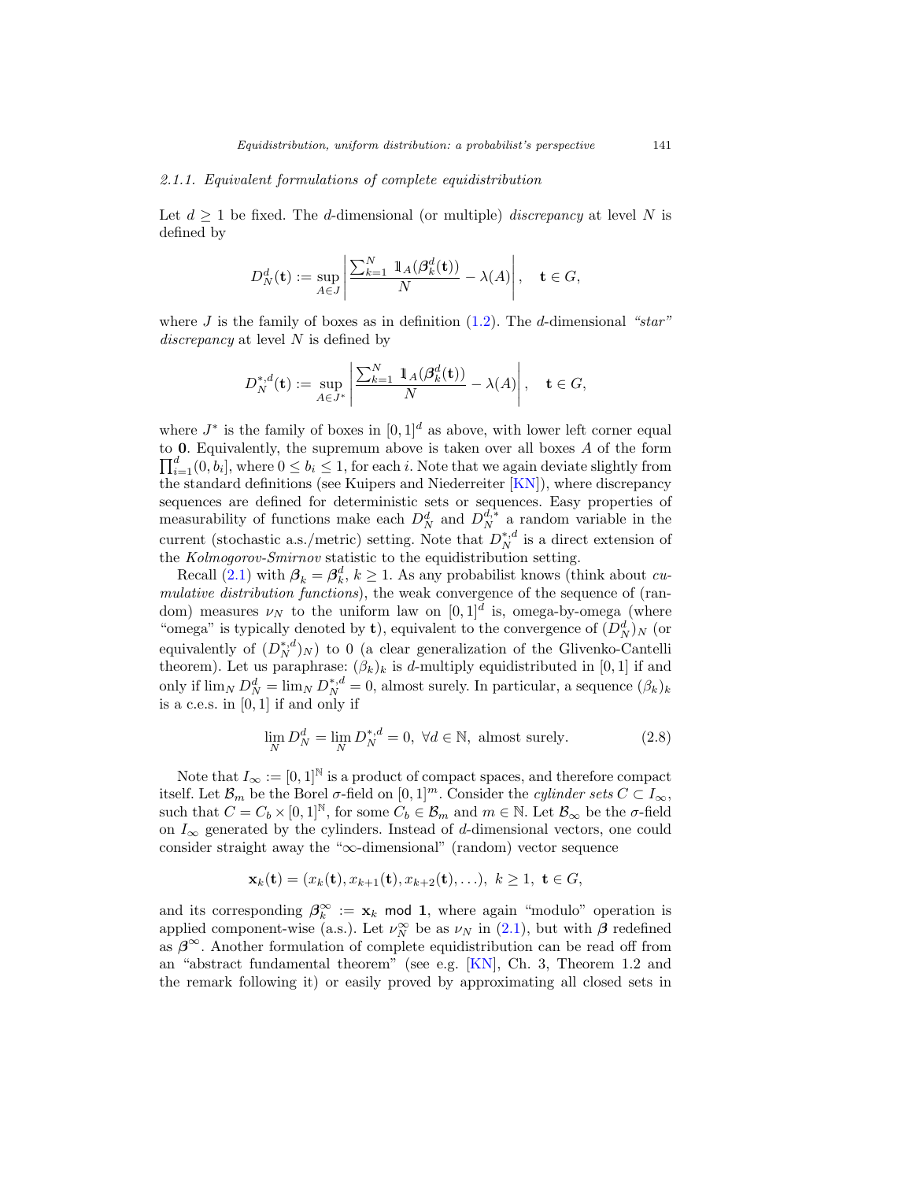*2.1.1. Equivalent formulations of complete equidistribution*

Let $d \geq 1$ be fixed. The $d$-dimensional (or multiple) *discrepancy* at level $N$ is defined by

$$D_N^d(\mathbf{t}) := \sup_{A \in J} \left| \frac{\sum_{k=1}^N \mathbb{1}_A(\boldsymbol{\beta}_k^d(\mathbf{t}))}{N} - \lambda(A) \right|, \quad \mathbf{t} \in G,$$

where $J$ is the family of boxes as in definition (1.2). The $d$-dimensional *"star" discrepancy* at level $N$ is defined by

$$D_N^{*,d}(\mathbf{t}) := \sup_{A \in J^*} \left| \frac{\sum_{k=1}^N \mathbb{1}_A(\boldsymbol{\beta}_k^d(\mathbf{t}))}{N} - \lambda(A) \right|, \quad \mathbf{t} \in G,$$

where $J^*$ is the family of boxes in $[0,1]^d$ as above, with lower left corner equal to $\mathbf{0}$. Equivalently, the supremum above is taken over all boxes $A$ of the form $\prod_{i=1}^d (0, b_i]$, where $0 \leq b_i \leq 1$, for each $i$. Note that we again deviate slightly from the standard definitions (see Kuipers and Niederreiter [KN]), where discrepancy sequences are defined for deterministic sets or sequences. Easy properties of measurability of functions make each $D_N^d$ and $D_N^{d,*}$ a random variable in the current (stochastic a.s./metric) setting. Note that $D_N^{*,d}$ is a direct extension of the *Kolmogorov-Smirnov* statistic to the equidistribution setting.

Recall (2.1) with $\boldsymbol{\beta}_k = \boldsymbol{\beta}_k^d$, $k \geq 1$. As any probabilist knows (think about *cumulative distribution functions*), the weak convergence of the sequence of (random) measures $\nu_N$ to the uniform law on $[0,1]^d$ is, omega-by-omega (where "omega" is typically denoted by $\mathbf{t}$), equivalent to the convergence of $(D_N^d)_N$ (or equivalently of $(D_N^{*,d})_N$) to 0 (a clear generalization of the Glivenko-Cantelli theorem). Let us paraphrase: $(\beta_k)_k$ is $d$-multiply equidistributed in $[0,1]$ if and only if $\lim_N D_N^d = \lim_N D_N^{*,d} = 0$, almost surely. In particular, a sequence $(\beta_k)_k$ is a c.e.s. in $[0,1]$ if and only if

$$\lim_N D_N^d = \lim_N D_N^{*,d} = 0, \ \forall d \in \mathbb{N}, \text{ almost surely.} \tag{2.8}$$

Note that $I_\infty := [0,1]^{\mathbb{N}}$ is a product of compact spaces, and therefore compact itself. Let $\mathcal{B}_m$ be the Borel $\sigma$-field on $[0,1]^m$. Consider the *cylinder sets* $C \subset I_\infty$, such that $C = C_b \times [0,1]^{\mathbb{N}}$, for some $C_b \in \mathcal{B}_m$ and $m \in \mathbb{N}$. Let $\mathcal{B}_\infty$ be the $\sigma$-field on $I_\infty$ generated by the cylinders. Instead of $d$-dimensional vectors, one could consider straight away the "$\infty$-dimensional" (random) vector sequence

$$\mathbf{x}_k(\mathbf{t}) = (x_k(\mathbf{t}), x_{k+1}(\mathbf{t}), x_{k+2}(\mathbf{t}), \ldots), \ k \geq 1, \ \mathbf{t} \in G,$$

and its corresponding $\boldsymbol{\beta}_k^\infty := \mathbf{x}_k \bmod \mathbf{1}$, where again "modulo" operation is applied component-wise (a.s.). Let $\nu_N^\infty$ be as $\nu_N$ in (2.1), but with $\boldsymbol{\beta}$ redefined as $\boldsymbol{\beta}^\infty$. Another formulation of complete equidistribution can be read off from an "abstract fundamental theorem" (see e.g. [KN], Ch. 3, Theorem 1.2 and the remark following it) or easily proved by approximating all closed sets in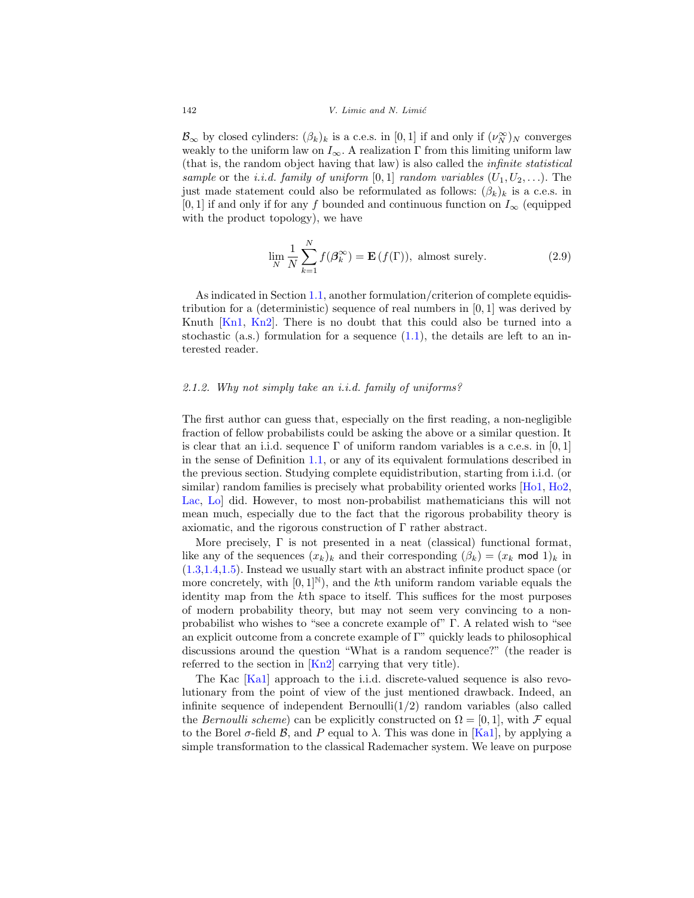$\mathcal{B}_\infty$ by closed cylinders: $(\beta_k)_k$ is a c.e.s. in $[0,1]$ if and only if $(\nu_N^\infty)_N$ converges weakly to the uniform law on $I_\infty$. A realization $\Gamma$ from this limiting uniform law (that is, the random object having that law) is also called the *infinite statistical sample* or the *i.i.d. family of uniform* $[0,1]$ *random variables* $(U_1, U_2, \ldots)$. The just made statement could also be reformulated as follows: $(\beta_k)_k$ is a c.e.s. in $[0,1]$ if and only if for any $f$ bounded and continuous function on $I_\infty$ (equipped with the product topology), we have

$$\lim_N \frac{1}{N} \sum_{k=1}^{N} f(\boldsymbol{\beta}_k^\infty) = \mathbf{E}\left(f(\Gamma)\right), \text{ almost surely.} \tag{2.9}$$

As indicated in Section 1.1, another formulation/criterion of complete equidistribution for a (deterministic) sequence of real numbers in $[0,1]$ was derived by Knuth [Kn1, Kn2]. There is no doubt that this could also be turned into a stochastic (a.s.) formulation for a sequence (1.1), the details are left to an interested reader.

### *2.1.2. Why not simply take an i.i.d. family of uniforms?*

The first author can guess that, especially on the first reading, a non-negligible fraction of fellow probabilists could be asking the above or a similar question. It is clear that an i.i.d. sequence $\Gamma$ of uniform random variables is a c.e.s. in $[0,1]$ in the sense of Definition 1.1, or any of its equivalent formulations described in the previous section. Studying complete equidistribution, starting from i.i.d. (or similar) random families is precisely what probability oriented works [Ho1, Ho2, Lac, Lo] did. However, to most non-probabilist mathematicians this will not mean much, especially due to the fact that the rigorous probability theory is axiomatic, and the rigorous construction of $\Gamma$ rather abstract.

More precisely, $\Gamma$ is not presented in a neat (classical) functional format, like any of the sequences $(x_k)_k$ and their corresponding $(\beta_k) = (x_k \bmod 1)_k$ in (1.3,1.4,1.5). Instead we usually start with an abstract infinite product space (or more concretely, with $[0,1]^{\mathbb{N}}$), and the $k$th uniform random variable equals the identity map from the $k$th space to itself. This suffices for the most purposes of modern probability theory, but may not seem very convincing to a non-probabilist who wishes to "see a concrete example of" $\Gamma$. A related wish to "see an explicit outcome from a concrete example of $\Gamma$" quickly leads to philosophical discussions around the question "What is a random sequence?" (the reader is referred to the section in [Kn2] carrying that very title).

The Kac [Ka1] approach to the i.i.d. discrete-valued sequence is also revolutionary from the point of view of the just mentioned drawback. Indeed, an infinite sequence of independent Bernoulli$(1/2)$ random variables (also called the *Bernoulli scheme*) can be explicitly constructed on $\Omega = [0,1]$, with $\mathcal{F}$ equal to the Borel $\sigma$-field $\mathcal{B}$, and $P$ equal to $\lambda$. This was done in [Ka1], by applying a simple transformation to the classical Rademacher system. We leave on purpose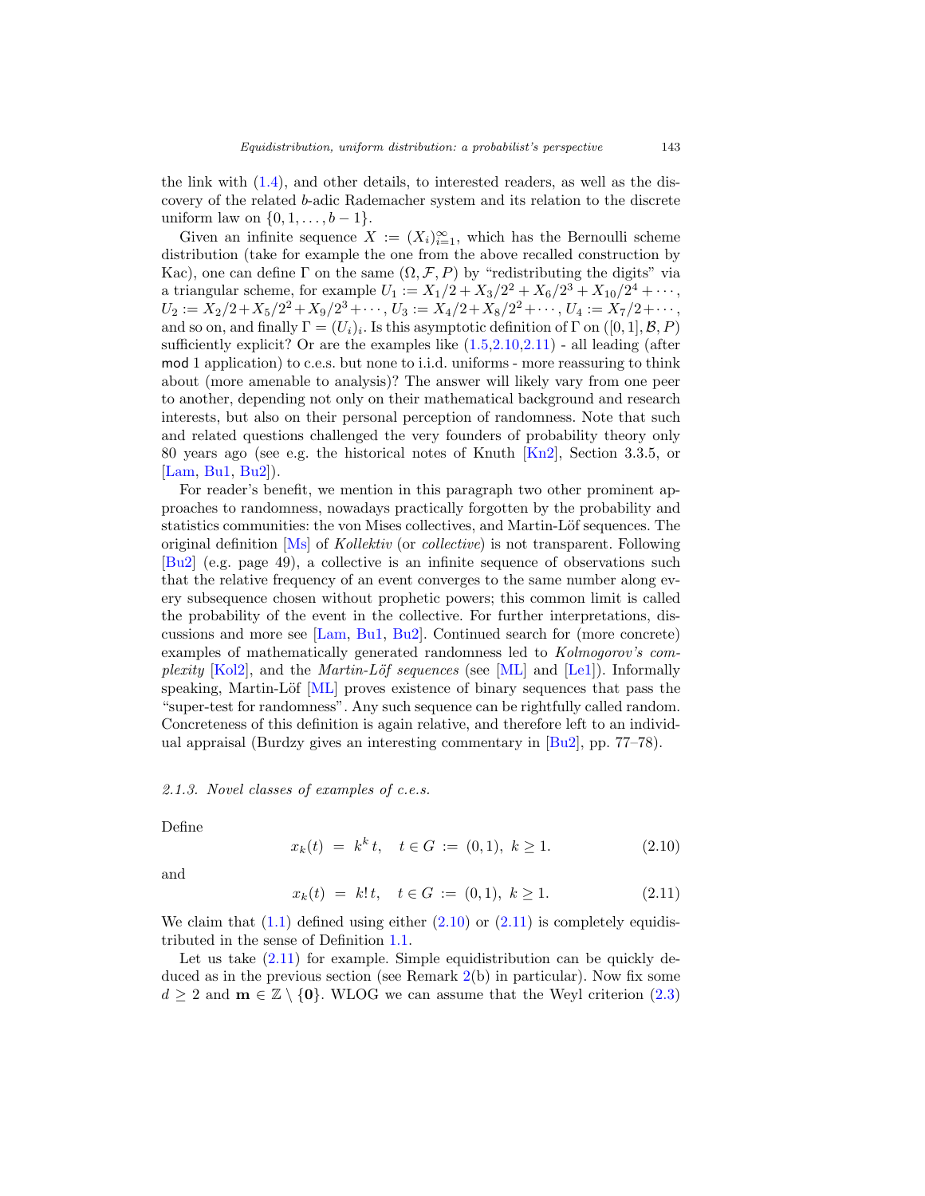the link with (1.4), and other details, to interested readers, as well as the discovery of the related $b$-adic Rademacher system and its relation to the discrete uniform law on $\{0, 1, \ldots, b-1\}$.

Given an infinite sequence $X := (X_i)_{i=1}^{\infty}$, which has the Bernoulli scheme distribution (take for example the one from the above recalled construction by Kac), one can define $\Gamma$ on the same $(\Omega, \mathcal{F}, P)$ by "redistributing the digits" via a triangular scheme, for example $U_1 := X_1/2 + X_3/2^2 + X_6/2^3 + X_{10}/2^4 + \cdots$, $U_2 := X_2/2 + X_5/2^2 + X_9/2^3 + \cdots$, $U_3 := X_4/2 + X_8/2^2 + \cdots$, $U_4 := X_7/2 + \cdots$, and so on, and finally $\Gamma = (U_i)_i$. Is this asymptotic definition of $\Gamma$ on $([0, 1], \mathcal{B}, P)$ sufficiently explicit? Or are the examples like (1.5,2.10,2.11) - all leading (after $\mathsf{mod}$ 1 application) to c.e.s. but none to i.i.d. uniforms - more reassuring to think about (more amenable to analysis)? The answer will likely vary from one peer to another, depending not only on their mathematical background and research interests, but also on their personal perception of randomness. Note that such and related questions challenged the very founders of probability theory only 80 years ago (see e.g. the historical notes of Knuth [Kn2], Section 3.3.5, or [Lam, Bu1, Bu2]).

For reader's benefit, we mention in this paragraph two other prominent approaches to randomness, nowadays practically forgotten by the probability and statistics communities: the von Mises collectives, and Martin-Löf sequences. The original definition [Ms] of *Kollektiv* (or *collective*) is not transparent. Following [Bu2] (e.g. page 49), a collective is an infinite sequence of observations such that the relative frequency of an event converges to the same number along every subsequence chosen without prophetic powers; this common limit is called the probability of the event in the collective. For further interpretations, discussions and more see [Lam, Bu1, Bu2]. Continued search for (more concrete) examples of mathematically generated randomness led to *Kolmogorov's complexity* [Kol2], and the *Martin-Löf sequences* (see [ML] and [Le1]). Informally speaking, Martin-Löf [ML] proves existence of binary sequences that pass the "super-test for randomness". Any such sequence can be rightfully called random. Concreteness of this definition is again relative, and therefore left to an individual appraisal (Burdzy gives an interesting commentary in [Bu2], pp. 77–78).

### *2.1.3. Novel classes of examples of c.e.s.*

Define

$$x_k(t) \;=\; k^k\, t, \quad t \in G \;:=\; (0, 1),\;\; k \geq 1. \tag{2.10}$$

and

$$x_k(t) \;=\; k!\, t, \quad t \in G \;:=\; (0, 1),\;\; k \geq 1. \tag{2.11}$$

We claim that (1.1) defined using either (2.10) or (2.11) is completely equidistributed in the sense of Definition 1.1.

Let us take (2.11) for example. Simple equidistribution can be quickly deduced as in the previous section (see Remark 2(b) in particular). Now fix some $d \geq 2$ and $\mathbf{m} \in \mathbb{Z} \setminus \{\mathbf{0}\}$. WLOG we can assume that the Weyl criterion (2.3)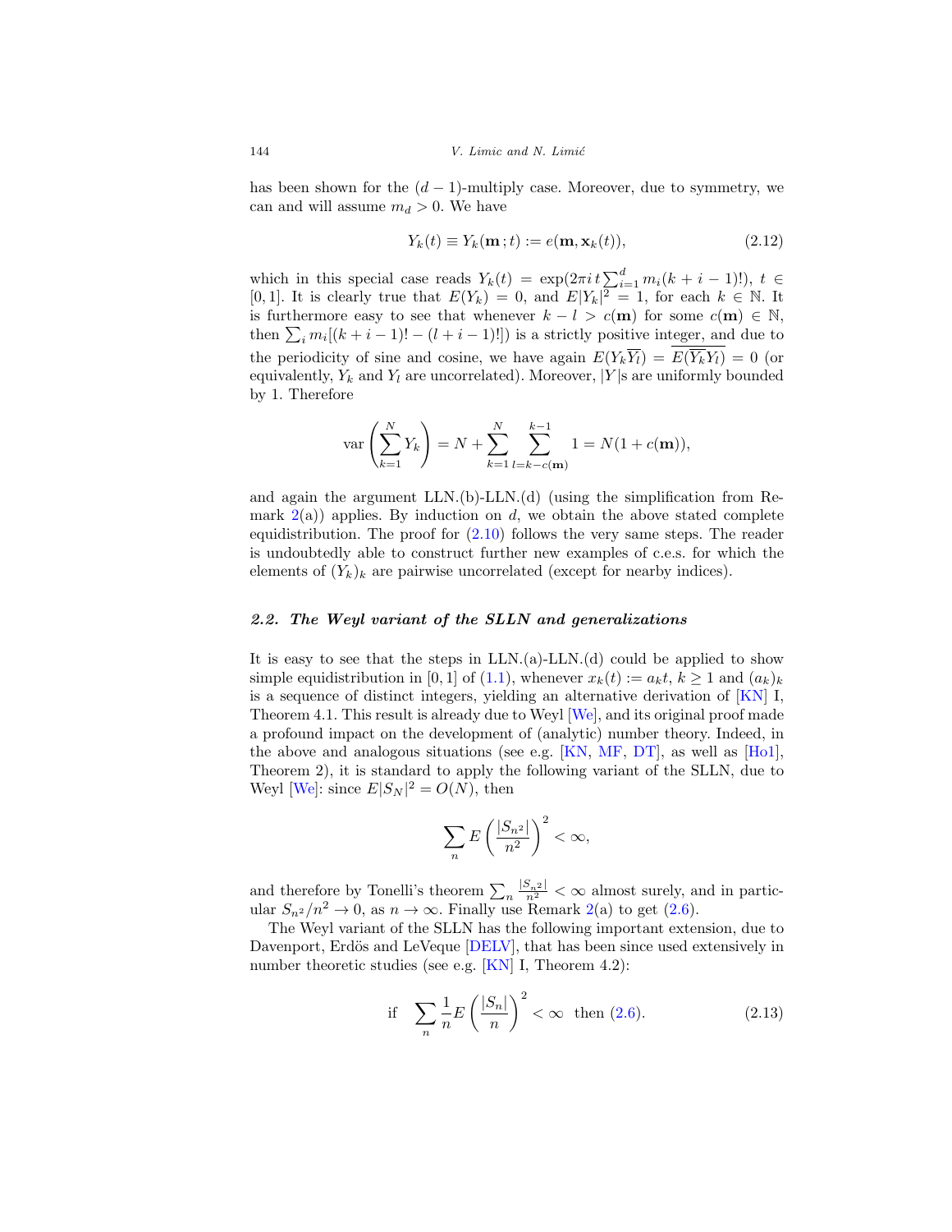has been shown for the $(d-1)$-multiply case. Moreover, due to symmetry, we can and will assume $m_d > 0$. We have

$$Y_k(t) \equiv Y_k(\mathbf{m}\,; t) := e(\mathbf{m}, \mathbf{x}_k(t)), \tag{2.12}$$

which in this special case reads $Y_k(t) = \exp(2\pi i\, t \sum_{i=1}^{d} m_i (k+i-1)!)$, $t \in [0,1]$. It is clearly true that $E(Y_k) = 0$, and $E|Y_k|^2 = 1$, for each $k \in \mathbb{N}$. It is furthermore easy to see that whenever $k - l > c(\mathbf{m})$ for some $c(\mathbf{m}) \in \mathbb{N}$, then $\sum_i m_i[(k+i-1)! - (l+i-1)!])$ is a strictly positive integer, and due to the periodicity of sine and cosine, we have again $E(Y_k \overline{Y_l}) = \overline{E(\overline{Y_k} Y_l)} = 0$ (or equivalently, $Y_k$ and $Y_l$ are uncorrelated). Moreover, $|Y|$s are uniformly bounded by 1. Therefore

$$\operatorname{var}\left(\sum_{k=1}^{N} Y_k\right) = N + \sum_{k=1}^{N} \sum_{l=k-c(\mathbf{m})}^{k-1} 1 = N(1 + c(\mathbf{m})),$$

and again the argument LLN.(b)-LLN.(d) (using the simplification from Remark 2(a)) applies. By induction on $d$, we obtain the above stated complete equidistribution. The proof for (2.10) follows the very same steps. The reader is undoubtedly able to construct further new examples of c.e.s. for which the elements of $(Y_k)_k$ are pairwise uncorrelated (except for nearby indices).

### 2.2. *The Weyl variant of the SLLN and generalizations*

It is easy to see that the steps in LLN.(a)-LLN.(d) could be applied to show simple equidistribution in $[0,1]$ of (1.1), whenever $x_k(t) := a_k t$, $k \geq 1$ and $(a_k)_k$ is a sequence of distinct integers, yielding an alternative derivation of [KN] I, Theorem 4.1. This result is already due to Weyl [We], and its original proof made a profound impact on the development of (analytic) number theory. Indeed, in the above and analogous situations (see e.g. [KN, MF, DT], as well as [Ho1], Theorem 2), it is standard to apply the following variant of the SLLN, due to Weyl [We]: since $E|S_N|^2 = O(N)$, then

$$\sum_n E\left(\frac{|S_{n^2}|}{n^2}\right)^2 < \infty,$$

and therefore by Tonelli's theorem $\sum_n \frac{|S_{n^2}|}{n^2} < \infty$ almost surely, and in particular $S_{n^2}/n^2 \to 0$, as $n \to \infty$. Finally use Remark 2(a) to get (2.6).

The Weyl variant of the SLLN has the following important extension, due to Davenport, Erdös and LeVeque [DELV], that has been since used extensively in number theoretic studies (see e.g. [KN] I, Theorem 4.2):

$$\text{if} \quad \sum_n \frac{1}{n} E\left(\frac{|S_n|}{n}\right)^2 < \infty \quad \text{then (2.6)}. \tag{2.13}$$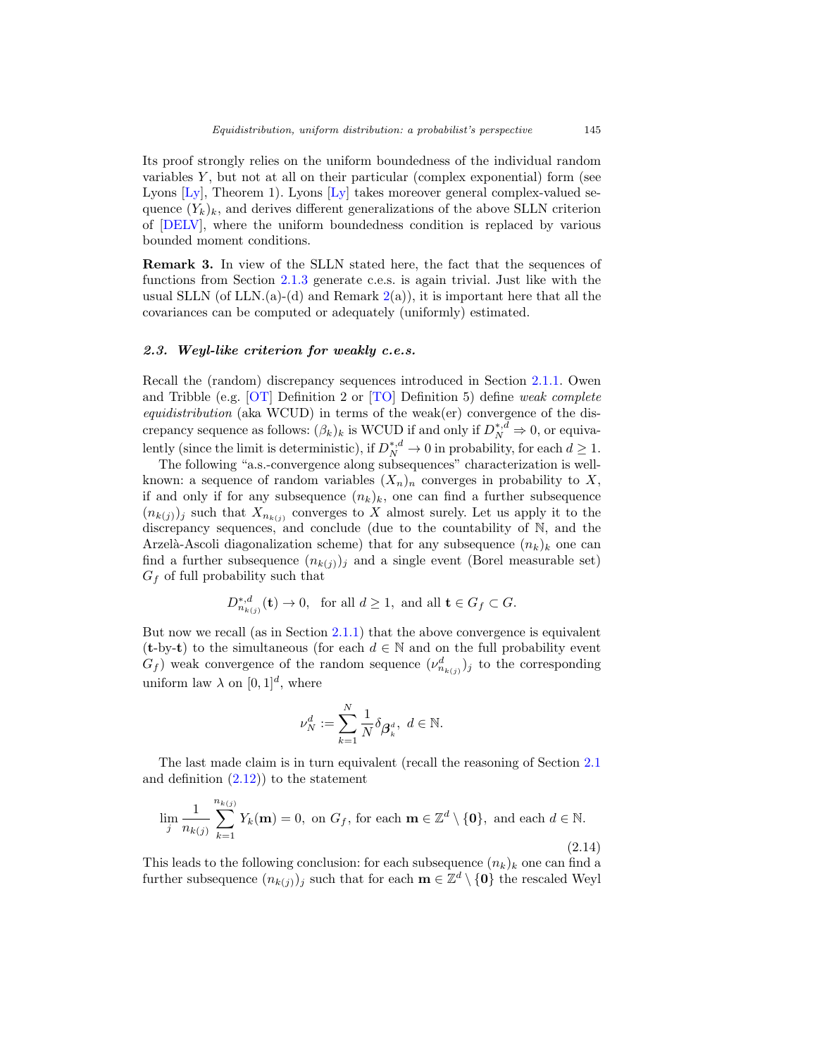Its proof strongly relies on the uniform boundedness of the individual random variables $Y$, but not at all on their particular (complex exponential) form (see Lyons [Ly], Theorem 1). Lyons [Ly] takes moreover general complex-valued sequence $(Y_k)_k$, and derives different generalizations of the above SLLN criterion of [DELV], where the uniform boundedness condition is replaced by various bounded moment conditions.

**Remark 3.** In view of the SLLN stated here, the fact that the sequences of functions from Section 2.1.3 generate c.e.s. is again trivial. Just like with the usual SLLN (of LLN.(a)-(d) and Remark 2(a)), it is important here that all the covariances can be computed or adequately (uniformly) estimated.

### *2.3. Weyl-like criterion for weakly c.e.s.*

Recall the (random) discrepancy sequences introduced in Section 2.1.1. Owen and Tribble (e.g. [OT] Definition 2 or [TO] Definition 5) define *weak complete equidistribution* (aka WCUD) in terms of the weak(er) convergence of the discrepancy sequence as follows: $(\beta_k)_k$ is WCUD if and only if $D_N^{*,d} \Rightarrow 0$, or equivalently (since the limit is deterministic), if $D_N^{*,d} \to 0$ in probability, for each $d \geq 1$.

The following "a.s.-convergence along subsequences" characterization is well-known: a sequence of random variables $(X_n)_n$ converges in probability to $X$, if and only if for any subsequence $(n_k)_k$, one can find a further subsequence $(n_{k(j)})_j$ such that $X_{n_{k(j)}}$ converges to $X$ almost surely. Let us apply it to the discrepancy sequences, and conclude (due to the countability of $\mathbb{N}$, and the Arzelà-Ascoli diagonalization scheme) that for any subsequence $(n_k)_k$ one can find a further subsequence $(n_{k(j)})_j$ and a single event (Borel measurable set) $G_f$ of full probability such that

$$D_{n_{k(j)}}^{*,d}(\mathbf{t}) \to 0, \text{ for all } d \geq 1, \text{ and all } \mathbf{t} \in G_f \subset G.$$

But now we recall (as in Section 2.1.1) that the above convergence is equivalent ($\mathbf{t}$-by-$\mathbf{t}$) to the simultaneous (for each $d \in \mathbb{N}$ and on the full probability event $G_f$) weak convergence of the random sequence $(\nu_{n_{k(j)}}^d)_j$ to the corresponding uniform law $\lambda$ on $[0,1]^d$, where

$$\nu_N^d := \sum_{k=1}^{N} \frac{1}{N} \delta_{\boldsymbol{\beta}_k^d}, \ d \in \mathbb{N}.$$

The last made claim is in turn equivalent (recall the reasoning of Section 2.1 and definition (2.12)) to the statement

$$\lim_j \frac{1}{n_{k(j)}} \sum_{k=1}^{n_{k(j)}} Y_k(\mathbf{m}) = 0, \text{ on } G_f, \text{ for each } \mathbf{m} \in \mathbb{Z}^d \setminus \{\mathbf{0}\}, \text{ and each } d \in \mathbb{N}. \tag{2.14}$$

This leads to the following conclusion: for each subsequence $(n_k)_k$ one can find a further subsequence $(n_{k(j)})_j$ such that for each $\mathbf{m} \in \mathbb{Z}^d \setminus \{\mathbf{0}\}$ the rescaled Weyl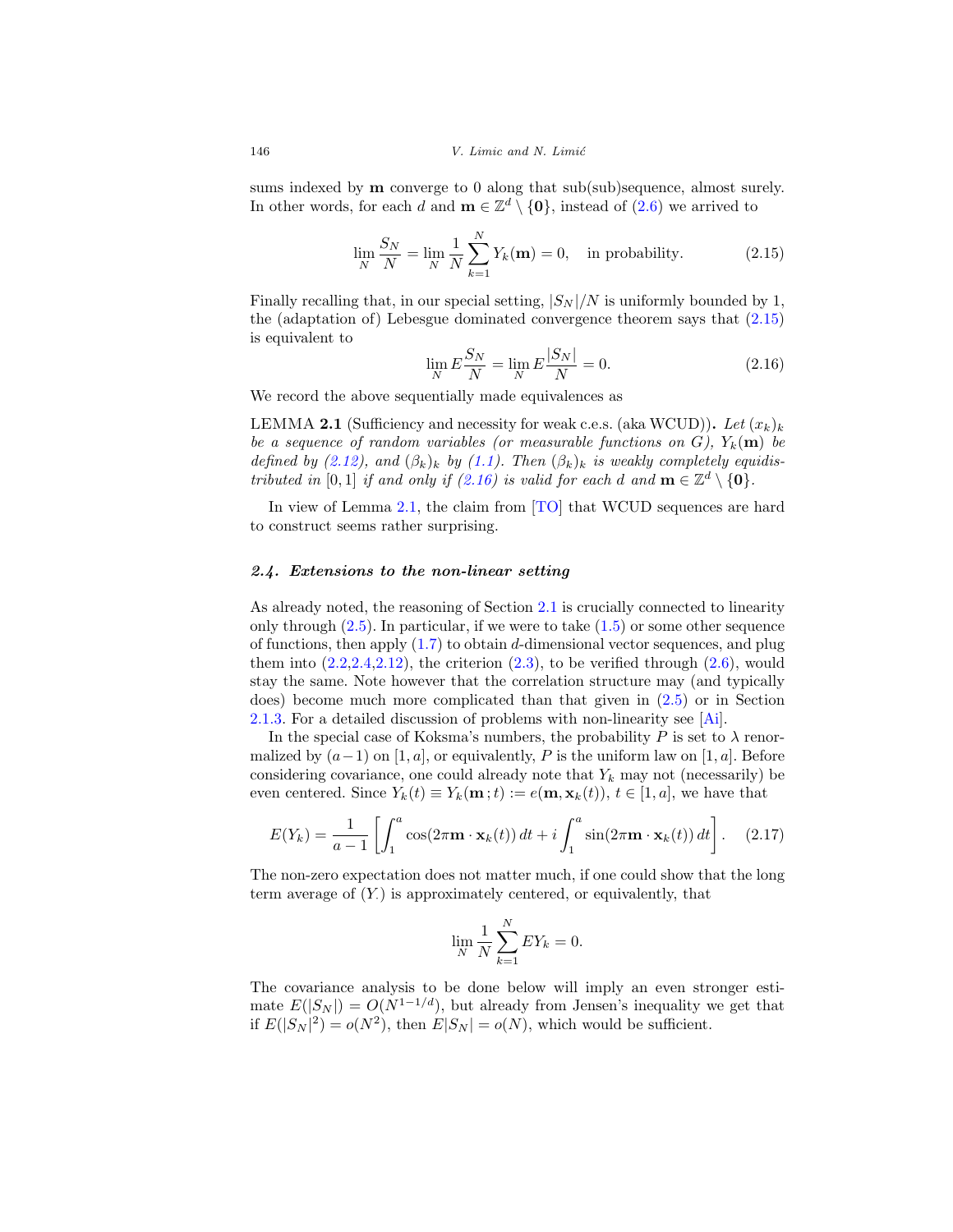sums indexed by $\mathbf{m}$ converge to 0 along that sub(sub)sequence, almost surely. In other words, for each $d$ and $\mathbf{m} \in \mathbb{Z}^d \setminus \{\mathbf{0}\}$, instead of (2.6) we arrived to

$$\lim_N \frac{S_N}{N} = \lim_N \frac{1}{N} \sum_{k=1}^{N} Y_k(\mathbf{m}) = 0, \quad \text{in probability.} \tag{2.15}$$

Finally recalling that, in our special setting, $|S_N|/N$ is uniformly bounded by 1, the (adaptation of) Lebesgue dominated convergence theorem says that (2.15) is equivalent to

$$\lim_N E \frac{S_N}{N} = \lim_N E \frac{|S_N|}{N} = 0. \tag{2.16}$$

We record the above sequentially made equivalences as

LEMMA **2.1** (Sufficiency and necessity for weak c.e.s. (aka WCUD))**.** *Let $(x_k)_k$ be a sequence of random variables (or measurable functions on $G$), $Y_k(\mathbf{m})$ be defined by (2.12), and $(\beta_k)_k$ by (1.1). Then $(\beta_k)_k$ is weakly completely equidistributed in $[0,1]$ if and only if (2.16) is valid for each $d$ and $\mathbf{m} \in \mathbb{Z}^d \setminus \{\mathbf{0}\}$.*

In view of Lemma 2.1, the claim from [TO] that WCUD sequences are hard to construct seems rather surprising.

### *2.4. Extensions to the non-linear setting*

As already noted, the reasoning of Section 2.1 is crucially connected to linearity only through (2.5). In particular, if we were to take (1.5) or some other sequence of functions, then apply (1.7) to obtain $d$-dimensional vector sequences, and plug them into (2.2,2.4,2.12), the criterion (2.3), to be verified through (2.6), would stay the same. Note however that the correlation structure may (and typically does) become much more complicated than that given in (2.5) or in Section 2.1.3. For a detailed discussion of problems with non-linearity see [Ai].

In the special case of Koksma's numbers, the probability $P$ is set to $\lambda$ renormalized by $(a-1)$ on $[1,a]$, or equivalently, $P$ is the uniform law on $[1,a]$. Before considering covariance, one could already note that $Y_k$ may not (necessarily) be even centered. Since $Y_k(t) \equiv Y_k(\mathbf{m}\,; t) := e(\mathbf{m}, \mathbf{x}_k(t))$, $t \in [1,a]$, we have that

$$E(Y_k) = \frac{1}{a-1} \left[ \int_1^a \cos(2\pi \mathbf{m} \cdot \mathbf{x}_k(t))\, dt + i \int_1^a \sin(2\pi \mathbf{m} \cdot \mathbf{x}_k(t))\, dt \right]. \tag{2.17}$$

The non-zero expectation does not matter much, if one could show that the long term average of $(Y_\cdot)$ is approximately centered, or equivalently, that

$$\lim_N \frac{1}{N} \sum_{k=1}^{N} EY_k = 0.$$

The covariance analysis to be done below will imply an even stronger estimate $E(|S_N|) = O(N^{1-1/d})$, but already from Jensen's inequality we get that if $E(|S_N|^2) = o(N^2)$, then $E|S_N| = o(N)$, which would be sufficient.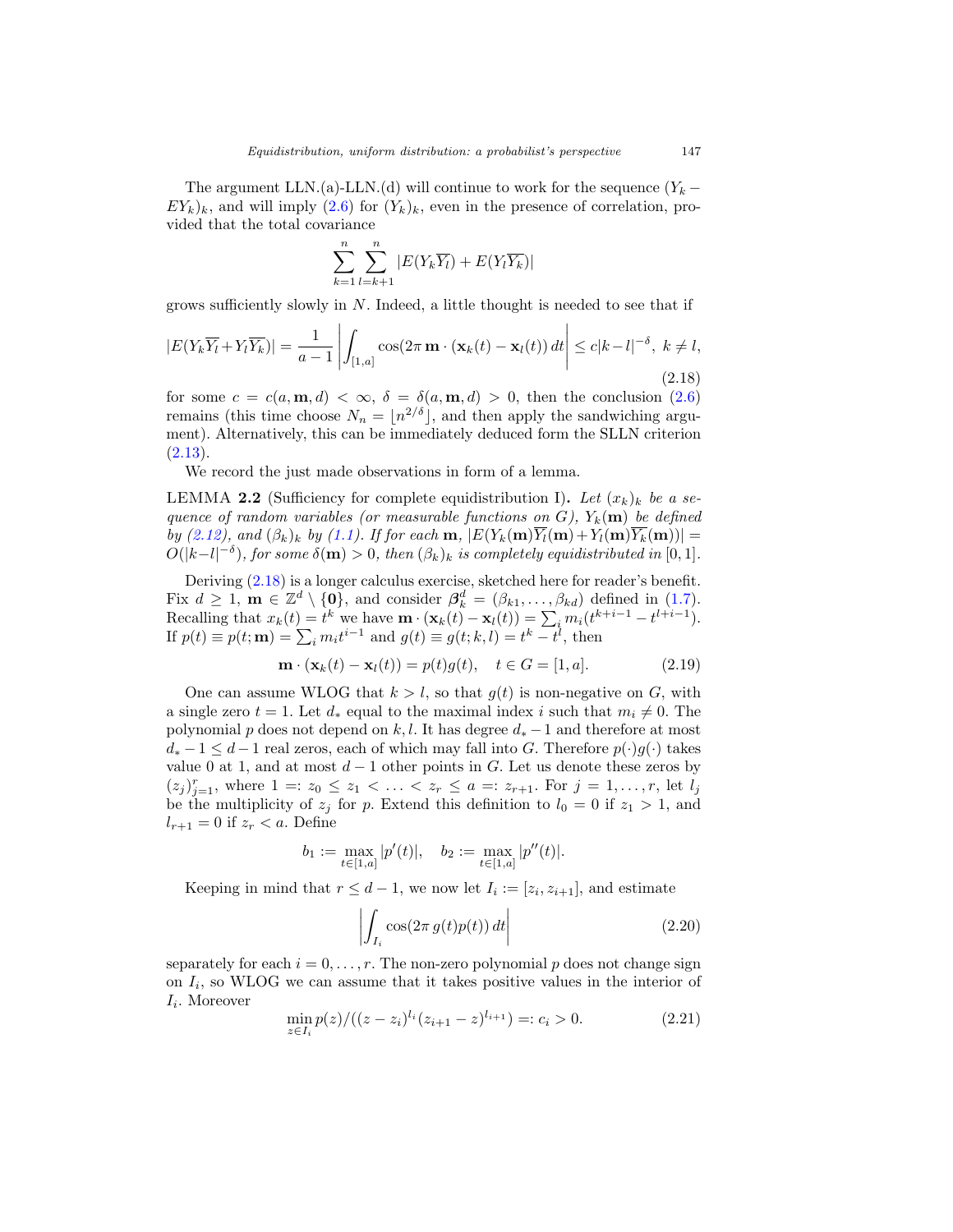The argument LLN.(a)-LLN.(d) will continue to work for the sequence $(Y_k - EY_k)_k$, and will imply (2.6) for $(Y_k)_k$, even in the presence of correlation, provided that the total covariance

$$\sum_{k=1}^{n} \sum_{l=k+1}^{n} |E(Y_k \overline{Y_l}) + E(Y_l \overline{Y_k})|$$

grows sufficiently slowly in $N$. Indeed, a little thought is needed to see that if

$$|E(Y_k\overline{Y_l}+Y_l\overline{Y_k})| = \frac{1}{a-1}\left|\int_{[1,a]} \cos(2\pi\, \mathbf{m}\cdot(\mathbf{x}_k(t)-\mathbf{x}_l(t))\,dt\right| \le c|k-l|^{-\delta},\ k \ne l, \tag{2.18}$$

for some $c = c(a, \mathbf{m}, d) < \infty$, $\delta = \delta(a, \mathbf{m}, d) > 0$, then the conclusion (2.6) remains (this time choose $N_n = \lfloor n^{2/\delta} \rfloor$, and then apply the sandwiching argument). Alternatively, this can be immediately deduced form the SLLN criterion (2.13).

We record the just made observations in form of a lemma.

LEMMA **2.2** (Sufficiency for complete equidistribution I)**.** *Let $(x_k)_k$ be a sequence of random variables (or measurable functions on $G$), $Y_k(\mathbf{m})$ be defined by (2.12), and $(\beta_k)_k$ by (1.1). If for each $\mathbf{m}$, $|E(Y_k(\mathbf{m})\overline{Y_l}(\mathbf{m})+Y_l(\mathbf{m})\overline{Y_k}(\mathbf{m}))| = O(|k-l|^{-\delta})$, for some $\delta(\mathbf{m}) > 0$, then $(\beta_k)_k$ is completely equidistributed in $[0,1]$.*

Deriving (2.18) is a longer calculus exercise, sketched here for reader's benefit. Fix $d \ge 1$, $\mathbf{m} \in \mathbb{Z}^d \setminus \{\mathbf{0}\}$, and consider $\boldsymbol{\beta}_k^d = (\beta_{k1}, \ldots, \beta_{kd})$ defined in (1.7). Recalling that $x_k(t) = t^k$ we have $\mathbf{m}\cdot(\mathbf{x}_k(t) - \mathbf{x}_l(t)) = \sum_i m_i(t^{k+i-1} - t^{l+i-1})$. If $p(t) \equiv p(t;\mathbf{m}) = \sum_i m_i t^{i-1}$ and $g(t) \equiv g(t;k,l) = t^k - t^l$, then

$$\mathbf{m}\cdot(\mathbf{x}_k(t) - \mathbf{x}_l(t)) = p(t)g(t), \quad t \in G = [1,a]. \tag{2.19}$$

One can assume WLOG that $k > l$, so that $g(t)$ is non-negative on $G$, with a single zero $t = 1$. Let $d_*$ equal to the maximal index $i$ such that $m_i \ne 0$. The polynomial $p$ does not depend on $k, l$. It has degree $d_* - 1$ and therefore at most $d_* - 1 \le d-1$ real zeros, each of which may fall into $G$. Therefore $p(\cdot)g(\cdot)$ takes value 0 at 1, and at most $d-1$ other points in $G$. Let us denote these zeros by $(z_j)_{j=1}^r$, where $1 =: z_0 \le z_1 < \ldots < z_r \le a =: z_{r+1}$. For $j = 1, \ldots, r$, let $l_j$ be the multiplicity of $z_j$ for $p$. Extend this definition to $l_0 = 0$ if $z_1 > 1$, and $l_{r+1} = 0$ if $z_r < a$. Define

$$b_1 := \max_{t\in[1,a]} |p'(t)|, \quad b_2 := \max_{t\in[1,a]} |p''(t)|.$$

Keeping in mind that $r \le d-1$, we now let $I_i := [z_i, z_{i+1}]$, and estimate

$$\left|\int_{I_i} \cos(2\pi\, g(t)p(t))\,dt\right| \tag{2.20}$$

separately for each $i = 0, \ldots, r$. The non-zero polynomial $p$ does not change sign on $I_i$, so WLOG we can assume that it takes positive values in the interior of $I_i$. Moreover

$$\min_{z\in I_i} p(z)/((z-z_i)^{l_i}(z_{i+1}-z)^{l_{i+1}}) =: c_i > 0. \tag{2.21}$$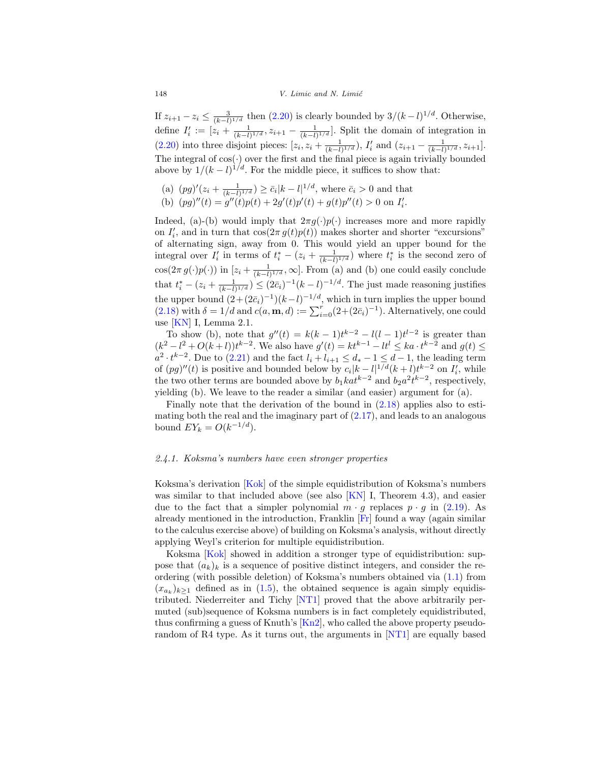If $z_{i+1} - z_i \leq \frac{3}{(k-l)^{1/d}}$ then (2.20) is clearly bounded by $3/(k-l)^{1/d}$. Otherwise, define $I_i' := [z_i + \frac{1}{(k-l)^{1/d}}, z_{i+1} - \frac{1}{(k-l)^{1/d}}]$. Split the domain of integration in (2.20) into three disjoint pieces: $[z_i, z_i + \frac{1}{(k-l)^{1/d}})$, $I_i'$ and $(z_{i+1} - \frac{1}{(k-l)^{1/d}}, z_{i+1}]$. The integral of $\cos(\cdot)$ over the first and the final piece is again trivially bounded above by $1/(k-l)^{1/d}$. For the middle piece, it suffices to show that:

(a) $(pg)'(z_i + \frac{1}{(k-l)^{1/d}}) \geq \bar{c}_i |k-l|^{1/d}$, where $\bar{c}_i > 0$ and that
(b) $(pg)''(t) = g''(t)p(t) + 2g'(t)p'(t) + g(t)p''(t) > 0$ on $I_i'$.

Indeed, (a)-(b) would imply that $2\pi g(\cdot)p(\cdot)$ increases more and more rapidly on $I_i'$, and in turn that $\cos(2\pi\, g(t)p(t))$ makes shorter and shorter "excursions" of alternating sign, away from 0. This would yield an upper bound for the integral over $I_i'$ in terms of $t_i^* - (z_i + \frac{1}{(k-l)^{1/d}})$ where $t_i^*$ is the second zero of $\cos(2\pi\, g(\cdot)p(\cdot))$ in $[z_i + \frac{1}{(k-l)^{1/d}}, \infty]$. From (a) and (b) one could easily conclude that $t_i^* - (z_i + \frac{1}{(k-l)^{1/d}}) \leq (2\bar{c}_i)^{-1}(k-l)^{-1/d}$. The just made reasoning justifies the upper bound $(2+(2\bar{c}_i)^{-1})(k-l)^{-1/d}$, which in turn implies the upper bound (2.18) with $\delta = 1/d$ and $c(a, \mathbf{m}, d) := \sum_{i=0}^{r}(2+(2\bar{c}_i)^{-1})$. Alternatively, one could use [KN] I, Lemma 2.1.

To show (b), note that $g''(t) = k(k-1)t^{k-2} - l(l-1)t^{l-2}$ is greater than $(k^2 - l^2 + O(k+l))t^{k-2}$. We also have $g'(t) = kt^{k-1} - lt^l \leq ka \cdot t^{k-2}$ and $g(t) \leq a^2 \cdot t^{k-2}$. Due to (2.21) and the fact $l_i + l_{i+1} \leq d_* - 1 \leq d - 1$, the leading term of $(pg)''(t)$ is positive and bounded below by $c_i|k-l|^{1/d}(k+l)t^{k-2}$ on $I_i'$, while the two other terms are bounded above by $b_1 kat^{k-2}$ and $b_2 a^2 t^{k-2}$, respectively, yielding (b). We leave to the reader a similar (and easier) argument for (a).

Finally note that the derivation of the bound in (2.18) applies also to estimating both the real and the imaginary part of (2.17), and leads to an analogous bound $EY_k = O(k^{-1/d})$.

#### *2.4.1. Koksma's numbers have even stronger properties*

Koksma's derivation [Kok] of the simple equidistribution of Koksma's numbers was similar to that included above (see also [KN] I, Theorem 4.3), and easier due to the fact that a simpler polynomial $m \cdot g$ replaces $p \cdot g$ in (2.19). As already mentioned in the introduction, Franklin [Fr] found a way (again similar to the calculus exercise above) of building on Koksma's analysis, without directly applying Weyl's criterion for multiple equidistribution.

Koksma [Kok] showed in addition a stronger type of equidistribution: suppose that $(a_k)_k$ is a sequence of positive distinct integers, and consider the reordering (with possible deletion) of Koksma's numbers obtained via (1.1) from $(x_{a_k})_{k\geq 1}$ defined as in (1.5), the obtained sequence is again simply equidistributed. Niederreiter and Tichy [NT1] proved that the above arbitrarily permuted (sub)sequence of Koksma numbers is in fact completely equidistributed, thus confirming a guess of Knuth's [Kn2], who called the above property pseudorandom of R4 type. As it turns out, the arguments in [NT1] are equally based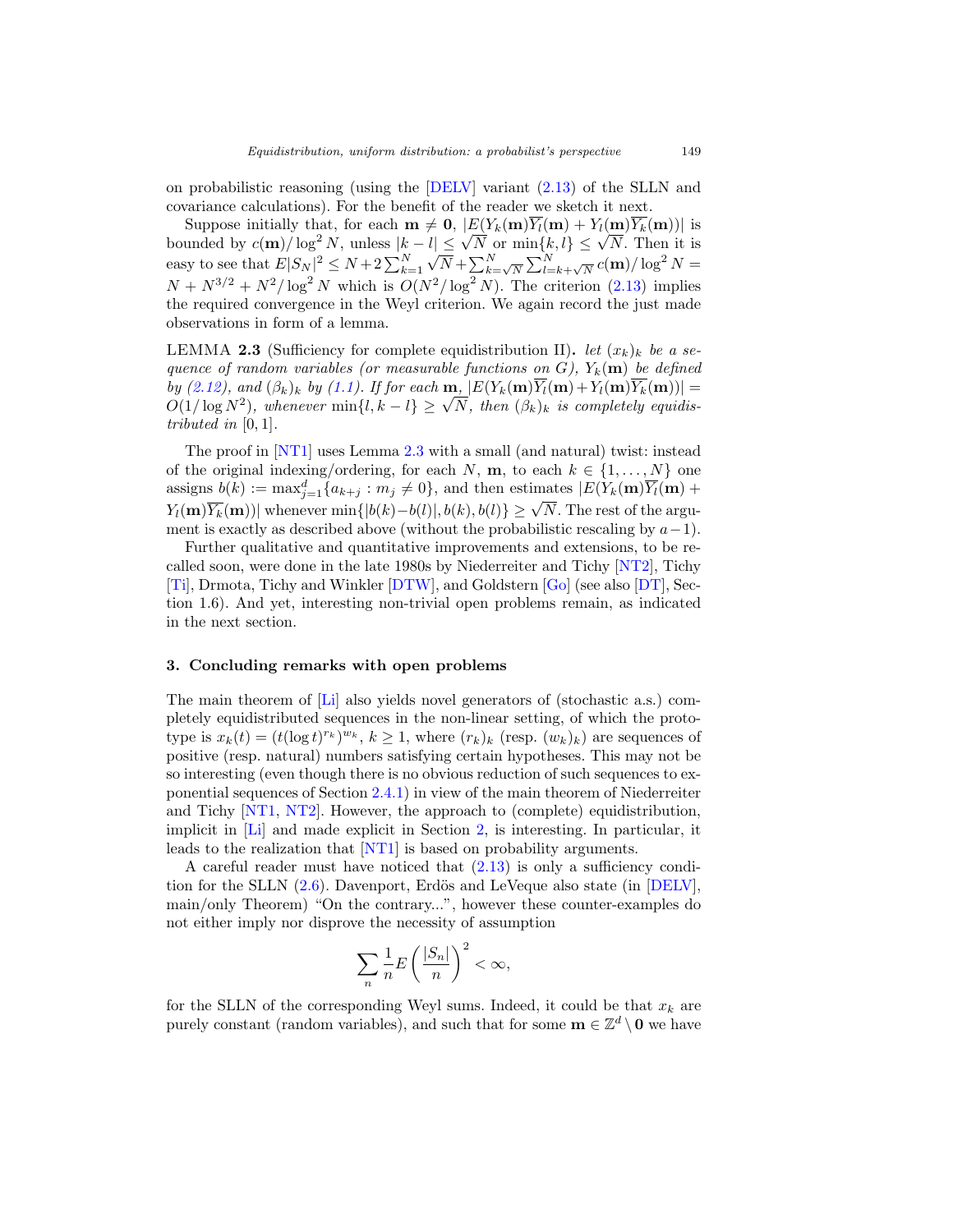on probabilistic reasoning (using the [DELV] variant (2.13) of the SLLN and covariance calculations). For the benefit of the reader we sketch it next.

Suppose initially that, for each $\mathbf{m} \neq \mathbf{0}$, $|E(Y_k(\mathbf{m})\overline{Y_l}(\mathbf{m}) + Y_l(\mathbf{m})\overline{Y_k}(\mathbf{m}))|$ is bounded by $c(\mathbf{m})/\log^2 N$, unless $|k-l| \leq \sqrt{N}$ or $\min\{k,l\} \leq \sqrt{N}$. Then it is easy to see that $E|S_N|^2 \leq N + 2\sum_{k=1}^{N}\sqrt{N} + \sum_{k=\sqrt{N}}^{N}\sum_{l=k+\sqrt{N}}^{N} c(\mathbf{m})/\log^2 N = N + N^{3/2} + N^2/\log^2 N$ which is $O(N^2/\log^2 N)$. The criterion (2.13) implies the required convergence in the Weyl criterion. We again record the just made observations in form of a lemma.

LEMMA **2.3** (Sufficiency for complete equidistribution II)**.** *let $(x_k)_k$ be a sequence of random variables (or measurable functions on $G$), $Y_k(\mathbf{m})$ be defined by (2.12), and $(\beta_k)_k$ by (1.1). If for each $\mathbf{m}$, $|E(Y_k(\mathbf{m})\overline{Y_l}(\mathbf{m})+Y_l(\mathbf{m})\overline{Y_k}(\mathbf{m}))| = O(1/\log N^2)$, whenever $\min\{l, k-l\} \geq \sqrt{N}$, then $(\beta_k)_k$ is completely equidistributed in $[0,1]$.*

The proof in [NT1] uses Lemma 2.3 with a small (and natural) twist: instead of the original indexing/ordering, for each $N$, $\mathbf{m}$, to each $k \in \{1,\ldots,N\}$ one assigns $b(k) := \max_{j=1}^{d}\{a_{k+j} : m_j \neq 0\}$, and then estimates $|E(Y_k(\mathbf{m})\overline{Y_l}(\mathbf{m}) + Y_l(\mathbf{m})\overline{Y_k}(\mathbf{m}))|$ whenever $\min\{|b(k)-b(l)|, b(k), b(l)\} \geq \sqrt{N}$. The rest of the argument is exactly as described above (without the probabilistic rescaling by $a-1$).

Further qualitative and quantitative improvements and extensions, to be recalled soon, were done in the late 1980s by Niederreiter and Tichy [NT2], Tichy [Ti], Drmota, Tichy and Winkler [DTW], and Goldstern [Go] (see also [DT], Section 1.6). And yet, interesting non-trivial open problems remain, as indicated in the next section.

## 3. Concluding remarks with open problems

The main theorem of [Li] also yields novel generators of (stochastic a.s.) completely equidistributed sequences in the non-linear setting, of which the prototype is $x_k(t) = (t(\log t)^{r_k})^{w_k}$, $k \geq 1$, where $(r_k)_k$ (resp. $(w_k)_k$) are sequences of positive (resp. natural) numbers satisfying certain hypotheses. This may not be so interesting (even though there is no obvious reduction of such sequences to exponential sequences of Section 2.4.1) in view of the main theorem of Niederreiter and Tichy [NT1, NT2]. However, the approach to (complete) equidistribution, implicit in [Li] and made explicit in Section 2, is interesting. In particular, it leads to the realization that [NT1] is based on probability arguments.

A careful reader must have noticed that (2.13) is only a sufficiency condition for the SLLN (2.6). Davenport, Erdös and LeVeque also state (in [DELV], main/only Theorem) "On the contrary...", however these counter-examples do not either imply nor disprove the necessity of assumption

$$\sum_n \frac{1}{n} E\left(\frac{|S_n|}{n}\right)^2 < \infty,$$

for the SLLN of the corresponding Weyl sums. Indeed, it could be that $x_k$ are purely constant (random variables), and such that for some $\mathbf{m} \in \mathbb{Z}^d \setminus \mathbf{0}$ we have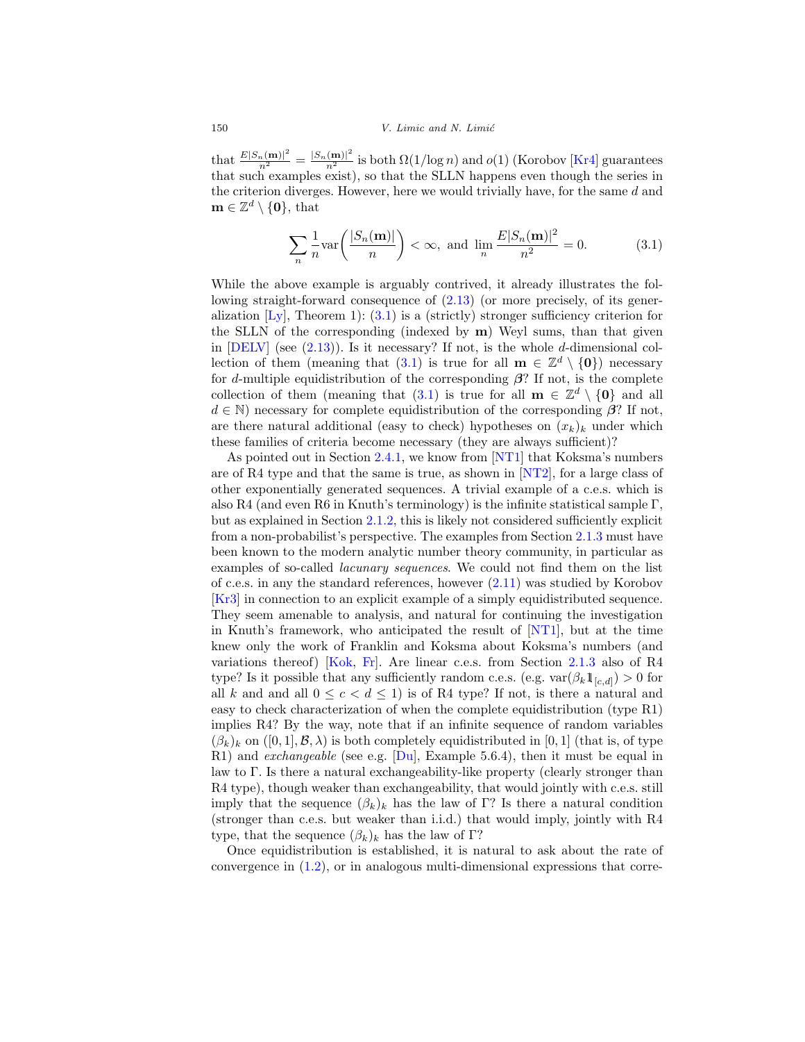that $\frac{E|S_n(\mathbf{m})|^2}{n^2} = \frac{|S_n(\mathbf{m})|^2}{n^2}$ is both $\Omega(1/\log n)$ and $o(1)$ (Korobov [Kr4] guarantees that such examples exist), so that the SLLN happens even though the series in the criterion diverges. However, here we would trivially have, for the same $d$ and $\mathbf{m} \in \mathbb{Z}^d \setminus \{\mathbf{0}\}$, that

$$\sum_n \frac{1}{n} \mathrm{var}\left(\frac{|S_n(\mathbf{m})|}{n}\right) < \infty, \text{ and } \lim_n \frac{E|S_n(\mathbf{m})|^2}{n^2} = 0. \tag{3.1}$$

While the above example is arguably contrived, it already illustrates the following straight-forward consequence of (2.13) (or more precisely, of its generalization [Ly], Theorem 1): (3.1) is a (strictly) stronger sufficiency criterion for the SLLN of the corresponding (indexed by $\mathbf{m}$) Weyl sums, than that given in [DELV] (see (2.13)). Is it necessary? If not, is the whole $d$-dimensional collection of them (meaning that (3.1) is true for all $\mathbf{m} \in \mathbb{Z}^d \setminus \{\mathbf{0}\}$) necessary for $d$-multiple equidistribution of the corresponding $\boldsymbol{\beta}$? If not, is the complete collection of them (meaning that (3.1) is true for all $\mathbf{m} \in \mathbb{Z}^d \setminus \{\mathbf{0}\}$ and all $d \in \mathbb{N}$) necessary for complete equidistribution of the corresponding $\boldsymbol{\beta}$? If not, are there natural additional (easy to check) hypotheses on $(x_k)_k$ under which these families of criteria become necessary (they are always sufficient)?

As pointed out in Section 2.4.1, we know from [NT1] that Koksma's numbers are of R4 type and that the same is true, as shown in [NT2], for a large class of other exponentially generated sequences. A trivial example of a c.e.s. which is also R4 (and even R6 in Knuth's terminology) is the infinite statistical sample $\Gamma$, but as explained in Section 2.1.2, this is likely not considered sufficiently explicit from a non-probabilist's perspective. The examples from Section 2.1.3 must have been known to the modern analytic number theory community, in particular as examples of so-called *lacunary sequences*. We could not find them on the list of c.e.s. in any the standard references, however (2.11) was studied by Korobov [Kr3] in connection to an explicit example of a simply equidistributed sequence. They seem amenable to analysis, and natural for continuing the investigation in Knuth's framework, who anticipated the result of [NT1], but at the time knew only the work of Franklin and Koksma about Koksma's numbers (and variations thereof) [Kok, Fr]. Are linear c.e.s. from Section 2.1.3 also of R4 type? Is it possible that any sufficiently random c.e.s. (e.g. $\mathrm{var}(\beta_k 1\!\!1_{[c,d]}) > 0$ for all $k$ and and all $0 \le c < d \le 1$) is of R4 type? If not, is there a natural and easy to check characterization of when the complete equidistribution (type R1) implies R4? By the way, note that if an infinite sequence of random variables $(\beta_k)_k$ on $([0,1], \mathcal{B}, \lambda)$ is both completely equidistributed in $[0,1]$ (that is, of type R1) and *exchangeable* (see e.g. [Du], Example 5.6.4), then it must be equal in law to $\Gamma$. Is there a natural exchangeability-like property (clearly stronger than R4 type), though weaker than exchangeability, that would jointly with c.e.s. still imply that the sequence $(\beta_k)_k$ has the law of $\Gamma$? Is there a natural condition (stronger than c.e.s. but weaker than i.i.d.) that would imply, jointly with R4 type, that the sequence $(\beta_k)_k$ has the law of $\Gamma$?

Once equidistribution is established, it is natural to ask about the rate of convergence in (1.2), or in analogous multi-dimensional expressions that corre-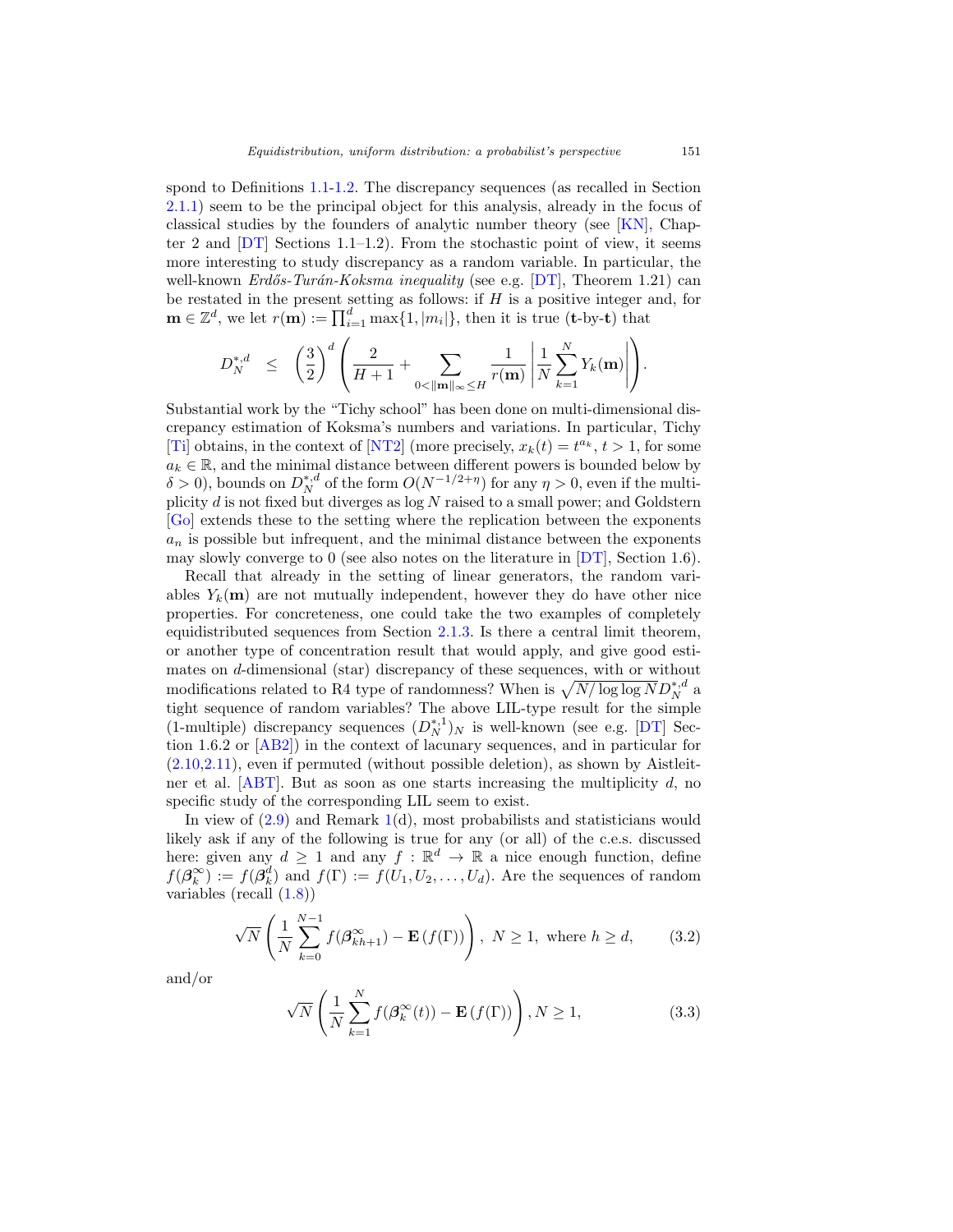spond to Definitions 1.1-1.2. The discrepancy sequences (as recalled in Section 2.1.1) seem to be the principal object for this analysis, already in the focus of classical studies by the founders of analytic number theory (see [KN], Chapter 2 and [DT] Sections 1.1–1.2). From the stochastic point of view, it seems more interesting to study discrepancy as a random variable. In particular, the well-known *Erdős-Turán-Koksma inequality* (see e.g. [DT], Theorem 1.21) can be restated in the present setting as follows: if $H$ is a positive integer and, for $\mathbf{m} \in \mathbb{Z}^d$, we let $r(\mathbf{m}) := \prod_{i=1}^{d} \max\{1, |m_i|\}$, then it is true (**t**-by-**t**) that

$$D_N^{*,d} \quad \leq \quad \left(\frac{3}{2}\right)^d \left( \frac{2}{H+1} + \sum_{0<\|\mathbf{m}\|_\infty \leq H} \frac{1}{r(\mathbf{m})} \left| \frac{1}{N} \sum_{k=1}^{N} Y_k(\mathbf{m}) \right| \right).$$

Substantial work by the "Tichy school" has been done on multi-dimensional discrepancy estimation of Koksma's numbers and variations. In particular, Tichy [Ti] obtains, in the context of [NT2] (more precisely, $x_k(t) = t^{a_k}$, $t > 1$, for some $a_k \in \mathbb{R}$, and the minimal distance between different powers is bounded below by $\delta > 0$), bounds on $D_N^{*,d}$ of the form $O(N^{-1/2+\eta})$ for any $\eta > 0$, even if the multiplicity $d$ is not fixed but diverges as $\log N$ raised to a small power; and Goldstern [Go] extends these to the setting where the replication between the exponents $a_n$ is possible but infrequent, and the minimal distance between the exponents may slowly converge to 0 (see also notes on the literature in [DT], Section 1.6).

Recall that already in the setting of linear generators, the random variables $Y_k(\mathbf{m})$ are not mutually independent, however they do have other nice properties. For concreteness, one could take the two examples of completely equidistributed sequences from Section 2.1.3. Is there a central limit theorem, or another type of concentration result that would apply, and give good estimates on $d$-dimensional (star) discrepancy of these sequences, with or without modifications related to R4 type of randomness? When is $\sqrt{N/\log\log N} D_N^{*,d}$ a tight sequence of random variables? The above LIL-type result for the simple (1-multiple) discrepancy sequences $(D_N^{*,1})_N$ is well-known (see e.g. [DT] Section 1.6.2 or [AB2]) in the context of lacunary sequences, and in particular for (2.10,2.11), even if permuted (without possible deletion), as shown by Aistleitner et al. [ABT]. But as soon as one starts increasing the multiplicity $d$, no specific study of the corresponding LIL seem to exist.

In view of (2.9) and Remark 1(d), most probabilists and statisticians would likely ask if any of the following is true for any (or all) of the c.e.s. discussed here: given any $d \geq 1$ and any $f : \mathbb{R}^d \to \mathbb{R}$ a nice enough function, define $f(\boldsymbol{\beta}_k^\infty) := f(\boldsymbol{\beta}_k^d)$ and $f(\Gamma) := f(U_1, U_2, \ldots, U_d)$. Are the sequences of random variables (recall (1.8))

$$\sqrt{N} \left( \frac{1}{N} \sum_{k=0}^{N-1} f(\boldsymbol{\beta}_{kh+1}^\infty) - \mathbf{E}\left(f(\Gamma)\right) \right), \; N \geq 1, \text{ where } h \geq d, \tag{3.2}$$

and/or

$$\sqrt{N} \left( \frac{1}{N} \sum_{k=1}^{N} f(\boldsymbol{\beta}_k^\infty(t)) - \mathbf{E}\left(f(\Gamma)\right) \right), N \geq 1, \tag{3.3}$$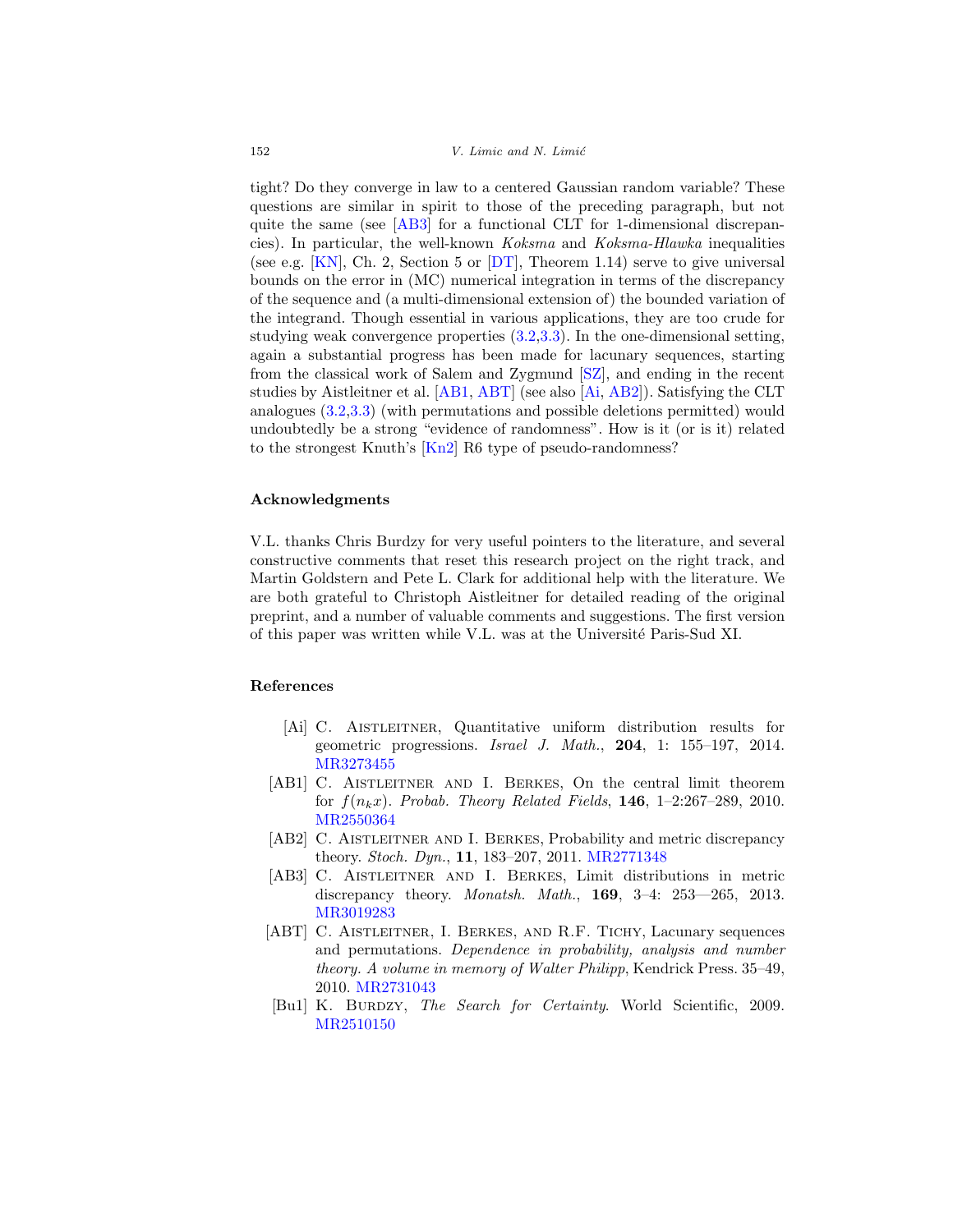tight? Do they converge in law to a centered Gaussian random variable? These questions are similar in spirit to those of the preceding paragraph, but not quite the same (see [AB3] for a functional CLT for 1-dimensional discrepancies). In particular, the well-known *Koksma* and *Koksma-Hlawka* inequalities (see e.g. [KN], Ch. 2, Section 5 or [DT], Theorem 1.14) serve to give universal bounds on the error in (MC) numerical integration in terms of the discrepancy of the sequence and (a multi-dimensional extension of) the bounded variation of the integrand. Though essential in various applications, they are too crude for studying weak convergence properties (3.2,3.3). In the one-dimensional setting, again a substantial progress has been made for lacunary sequences, starting from the classical work of Salem and Zygmund [SZ], and ending in the recent studies by Aistleitner et al. [AB1, ABT] (see also [Ai, AB2]). Satisfying the CLT analogues (3.2,3.3) (with permutations and possible deletions permitted) would undoubtedly be a strong "evidence of randomness". How is it (or is it) related to the strongest Knuth's [Kn2] R6 type of pseudo-randomness?

### Acknowledgments

V.L. thanks Chris Burdzy for very useful pointers to the literature, and several constructive comments that reset this research project on the right track, and Martin Goldstern and Pete L. Clark for additional help with the literature. We are both grateful to Christoph Aistleitner for detailed reading of the original preprint, and a number of valuable comments and suggestions. The first version of this paper was written while V.L. was at the Université Paris-Sud XI.

### References

[Ai] C. Aistleitner, Quantitative uniform distribution results for geometric progressions. *Israel J. Math.*, **204**, 1: 155–197, 2014. MR3273455

[AB1] C. Aistleitner and I. Berkes, On the central limit theorem for $f(n_k x)$. *Probab. Theory Related Fields*, **146**, 1–2:267–289, 2010. MR2550364

[AB2] C. Aistleitner and I. Berkes, Probability and metric discrepancy theory. *Stoch. Dyn.*, **11**, 183–207, 2011. MR2771348

[AB3] C. Aistleitner and I. Berkes, Limit distributions in metric discrepancy theory. *Monatsh. Math.*, **169**, 3–4: 253—265, 2013. MR3019283

[ABT] C. Aistleitner, I. Berkes, and R.F. Tichy, Lacunary sequences and permutations. *Dependence in probability, analysis and number theory. A volume in memory of Walter Philipp*, Kendrick Press. 35–49, 2010. MR2731043

[Bu1] K. Burdzy, *The Search for Certainty*. World Scientific, 2009. MR2510150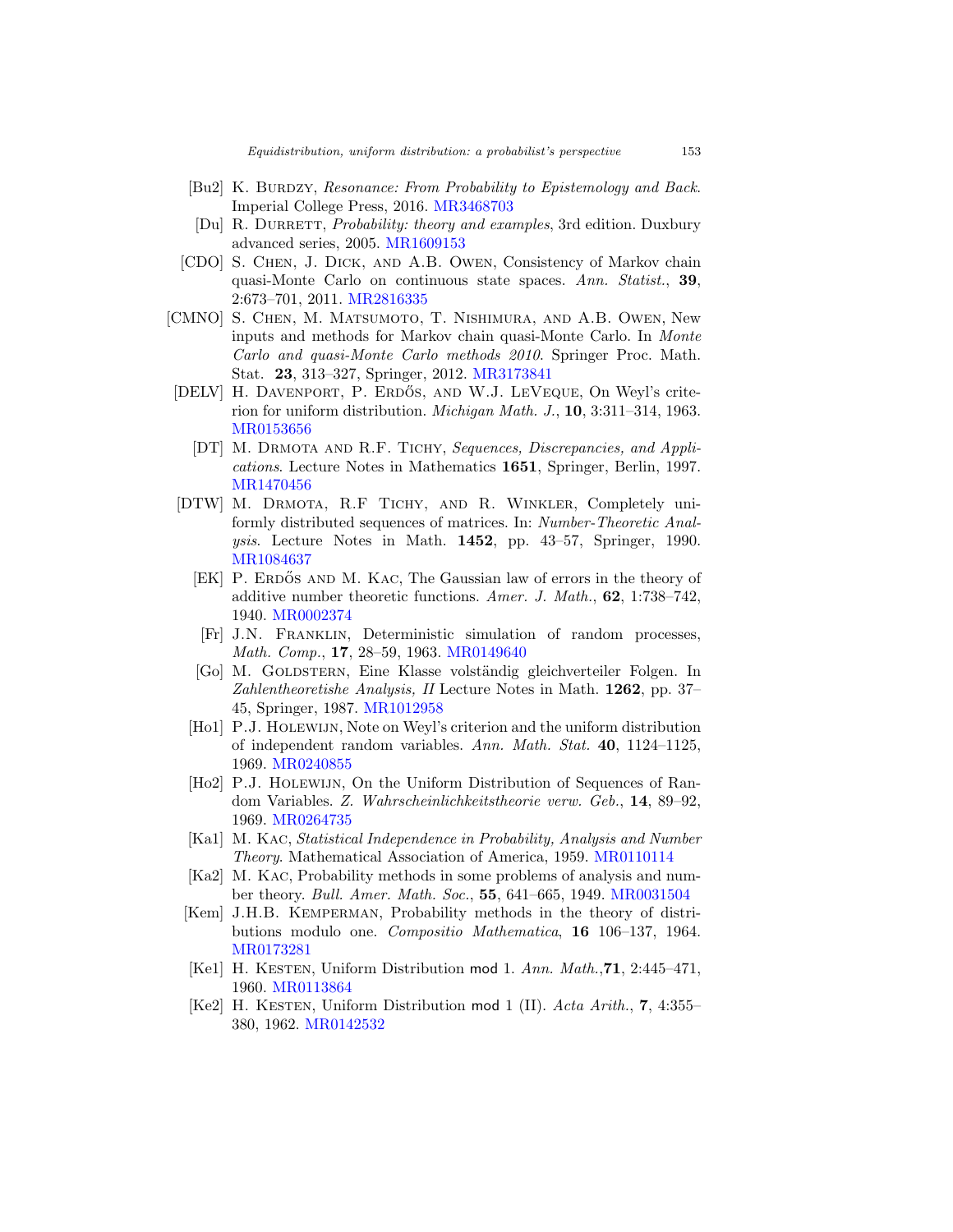[Bu2] K. Burdzy, *Resonance: From Probability to Epistemology and Back*. Imperial College Press, 2016. MR3468703

[Du] R. Durrett, *Probability: theory and examples*, 3rd edition. Duxbury advanced series, 2005. MR1609153

[CDO] S. Chen, J. Dick, and A.B. Owen, Consistency of Markov chain quasi-Monte Carlo on continuous state spaces. *Ann. Statist.*, **39**, 2:673–701, 2011. MR2816335

[CMNO] S. Chen, M. Matsumoto, T. Nishimura, and A.B. Owen, New inputs and methods for Markov chain quasi-Monte Carlo. In *Monte Carlo and quasi-Monte Carlo methods 2010*. Springer Proc. Math. Stat. **23**, 313–327, Springer, 2012. MR3173841

[DELV] H. Davenport, P. Erdős, and W.J. LeVeque, On Weyl's criterion for uniform distribution. *Michigan Math. J.*, **10**, 3:311–314, 1963. MR0153656

[DT] M. Drmota and R.F. Tichy, *Sequences, Discrepancies, and Applications*. Lecture Notes in Mathematics **1651**, Springer, Berlin, 1997. MR1470456

[DTW] M. Drmota, R.F Tichy, and R. Winkler, Completely uniformly distributed sequences of matrices. In: *Number-Theoretic Analysis*. Lecture Notes in Math. **1452**, pp. 43–57, Springer, 1990. MR1084637

[EK] P. Erdős and M. Kac, The Gaussian law of errors in the theory of additive number theoretic functions. *Amer. J. Math.*, **62**, 1:738–742, 1940. MR0002374

[Fr] J.N. Franklin, Deterministic simulation of random processes, *Math. Comp.*, **17**, 28–59, 1963. MR0149640

[Go] M. Goldstern, Eine Klasse volständig gleichverteiler Folgen. In *Zahlentheoretishe Analysis, II* Lecture Notes in Math. **1262**, pp. 37–45, Springer, 1987. MR1012958

[Ho1] P.J. Holewijn, Note on Weyl's criterion and the uniform distribution of independent random variables. *Ann. Math. Stat.* **40**, 1124–1125, 1969. MR0240855

[Ho2] P.J. Holewijn, On the Uniform Distribution of Sequences of Random Variables. *Z. Wahrscheinlichkeitstheorie verw. Geb.*, **14**, 89–92, 1969. MR0264735

[Ka1] M. Kac, *Statistical Independence in Probability, Analysis and Number Theory*. Mathematical Association of America, 1959. MR0110114

[Ka2] M. Kac, Probability methods in some problems of analysis and number theory. *Bull. Amer. Math. Soc.*, **55**, 641–665, 1949. MR0031504

[Kem] J.H.B. Kemperman, Probability methods in the theory of distributions modulo one. *Compositio Mathematica*, **16** 106–137, 1964. MR0173281

[Ke1] H. Kesten, Uniform Distribution mod 1. *Ann. Math.*,**71**, 2:445–471, 1960. MR0113864

[Ke2] H. Kesten, Uniform Distribution mod 1 (II). *Acta Arith.*, **7**, 4:355–380, 1962. MR0142532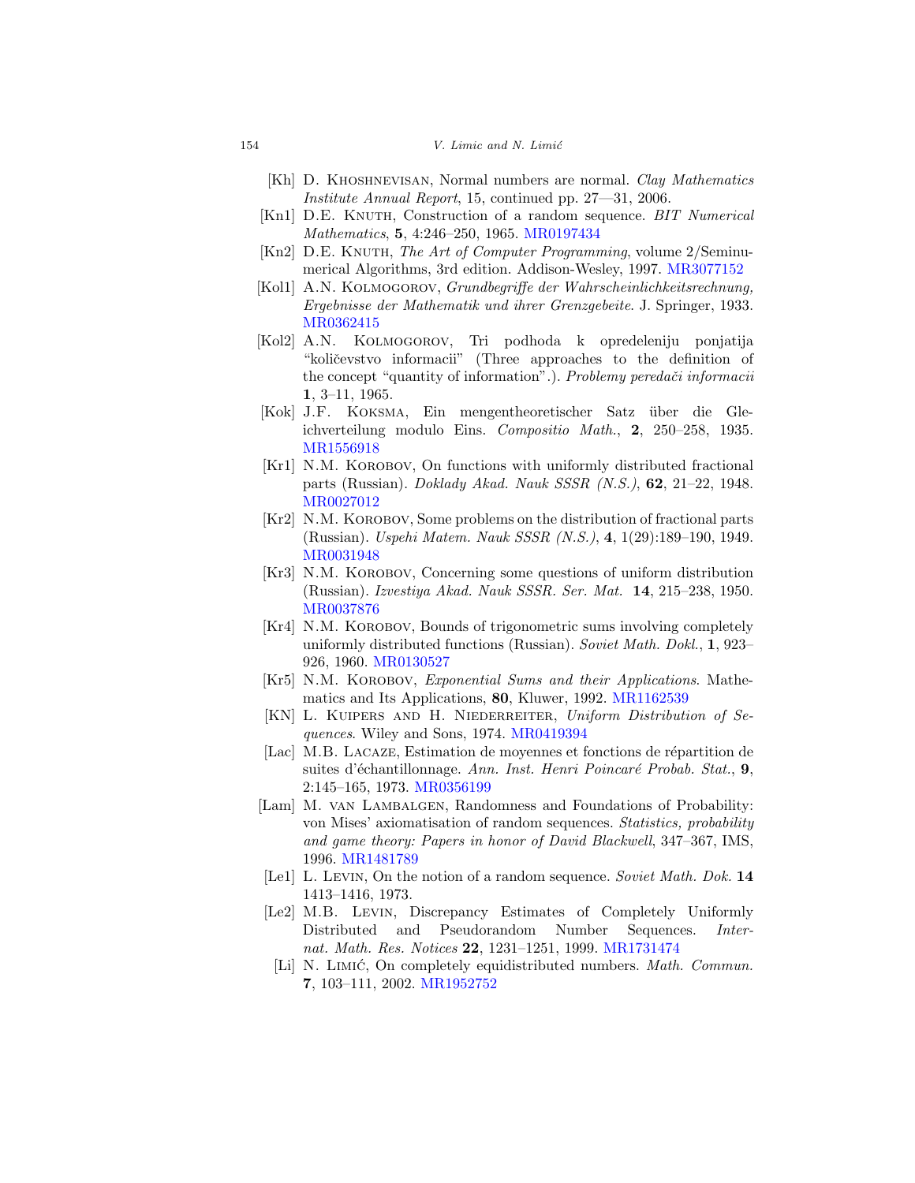- [Kh] D. Khoshnevisan, Normal numbers are normal. *Clay Mathematics Institute Annual Report*, 15, continued pp. 27—31, 2006.
- [Kn1] D.E. Knuth, Construction of a random sequence. *BIT Numerical Mathematics*, **5**, 4:246–250, 1965. MR0197434
- [Kn2] D.E. Knuth, *The Art of Computer Programming*, volume 2/Seminumerical Algorithms, 3rd edition. Addison-Wesley, 1997. MR3077152
- [Kol1] A.N. Kolmogorov, *Grundbegriffe der Wahrscheinlichkeitsrechnung, Ergebnisse der Mathematik und ihrer Grenzgebeite*. J. Springer, 1933. MR0362415
- [Kol2] A.N. Kolmogorov, Tri podhoda k opredeleniju ponjatija "količevstvo informacii" (Three approaches to the definition of the concept "quantity of information".). *Problemy peredači informacii* **1**, 3–11, 1965.
- [Kok] J.F. Koksma, Ein mengentheoretischer Satz über die Gleichverteilung modulo Eins. *Compositio Math.*, **2**, 250–258, 1935. MR1556918
- [Kr1] N.M. Korobov, On functions with uniformly distributed fractional parts (Russian). *Doklady Akad. Nauk SSSR (N.S.)*, **62**, 21–22, 1948. MR0027012
- [Kr2] N.M. Korobov, Some problems on the distribution of fractional parts (Russian). *Uspehi Matem. Nauk SSSR (N.S.)*, **4**, 1(29):189–190, 1949. MR0031948
- [Kr3] N.M. Korobov, Concerning some questions of uniform distribution (Russian). *Izvestiya Akad. Nauk SSSR. Ser. Mat.* **14**, 215–238, 1950. MR0037876
- [Kr4] N.M. Korobov, Bounds of trigonometric sums involving completely uniformly distributed functions (Russian). *Soviet Math. Dokl.*, **1**, 923–926, 1960. MR0130527
- [Kr5] N.M. Korobov, *Exponential Sums and their Applications*. Mathematics and Its Applications, **80**, Kluwer, 1992. MR1162539
- [KN] L. Kuipers and H. Niederreiter, *Uniform Distribution of Sequences*. Wiley and Sons, 1974. MR0419394
- [Lac] M.B. Lacaze, Estimation de moyennes et fonctions de répartition de suites d'échantillonnage. *Ann. Inst. Henri Poincaré Probab. Stat.*, **9**, 2:145–165, 1973. MR0356199
- [Lam] M. van Lambalgen, Randomness and Foundations of Probability: von Mises' axiomatisation of random sequences. *Statistics, probability and game theory: Papers in honor of David Blackwell*, 347–367, IMS, 1996. MR1481789
- [Le1] L. Levin, On the notion of a random sequence. *Soviet Math. Dok.* **14** 1413–1416, 1973.
- [Le2] M.B. Levin, Discrepancy Estimates of Completely Uniformly Distributed and Pseudorandom Number Sequences. *Internat. Math. Res. Notices* **22**, 1231–1251, 1999. MR1731474
- [Li] N. Limić, On completely equidistributed numbers. *Math. Commun.* **7**, 103–111, 2002. MR1952752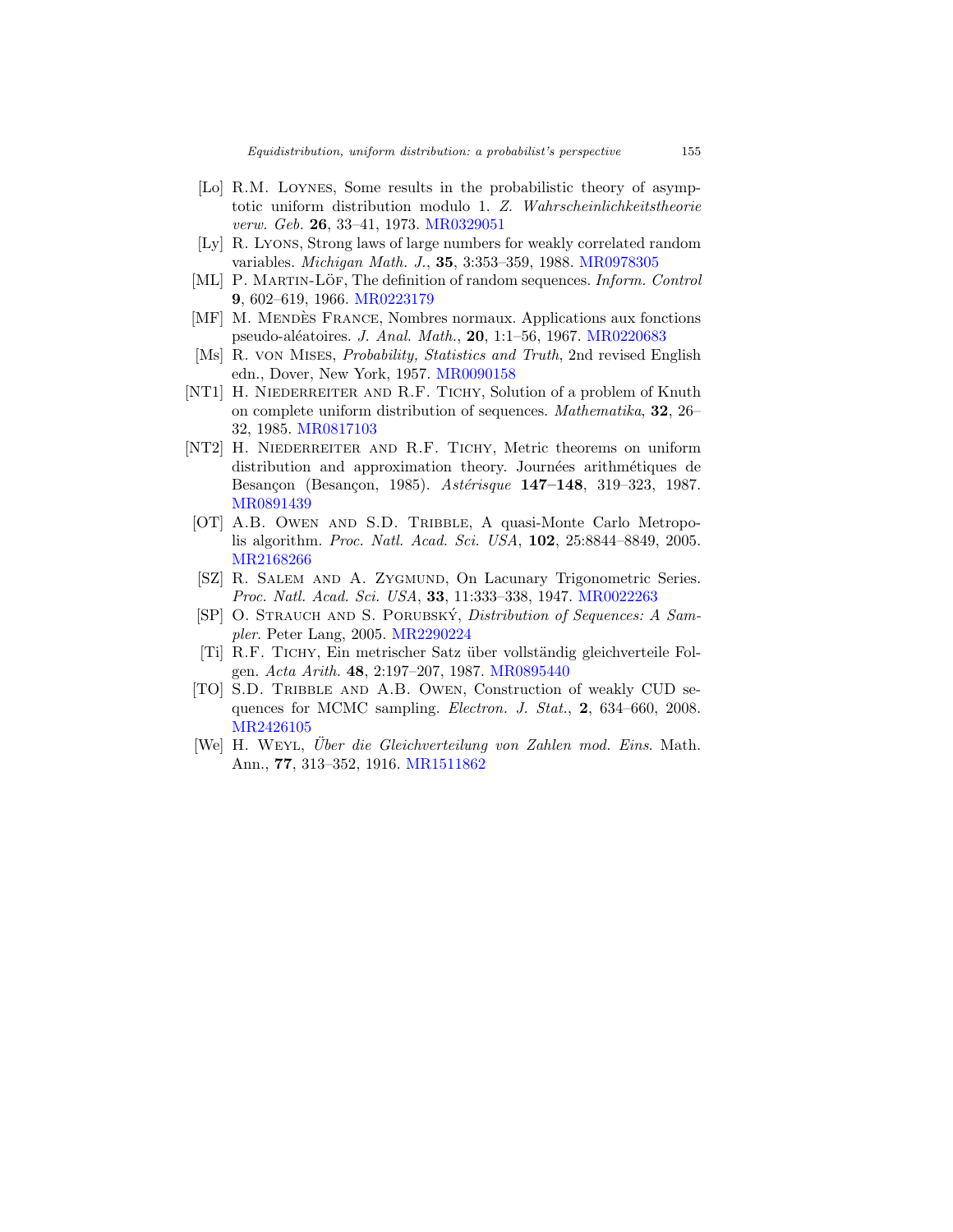[Lo] R.M. Loynes, Some results in the probabilistic theory of asymptotic uniform distribution modulo 1. *Z. Wahrscheinlichkeitstheorie verw. Geb.* **26**, 33–41, 1973. MR0329051

[Ly] R. Lyons, Strong laws of large numbers for weakly correlated random variables. *Michigan Math. J.*, **35**, 3:353–359, 1988. MR0978305

[ML] P. Martin-Löf, The definition of random sequences. *Inform. Control* **9**, 602–619, 1966. MR0223179

[MF] M. Mendès France, Nombres normaux. Applications aux fonctions pseudo-aléatoires. *J. Anal. Math.*, **20**, 1:1–56, 1967. MR0220683

[Ms] R. von Mises, *Probability, Statistics and Truth*, 2nd revised English edn., Dover, New York, 1957. MR0090158

[NT1] H. Niederreiter and R.F. Tichy, Solution of a problem of Knuth on complete uniform distribution of sequences. *Mathematika*, **32**, 26–32, 1985. MR0817103

[NT2] H. Niederreiter and R.F. Tichy, Metric theorems on uniform distribution and approximation theory. Journées arithmétiques de Besançon (Besançon, 1985). *Astérisque* **147–148**, 319–323, 1987. MR0891439

[OT] A.B. Owen and S.D. Tribble, A quasi-Monte Carlo Metropolis algorithm. *Proc. Natl. Acad. Sci. USA*, **102**, 25:8844–8849, 2005. MR2168266

[SZ] R. Salem and A. Zygmund, On Lacunary Trigonometric Series. *Proc. Natl. Acad. Sci. USA*, **33**, 11:333–338, 1947. MR0022263

[SP] O. Strauch and S. Porubský, *Distribution of Sequences: A Sampler*. Peter Lang, 2005. MR2290224

[Ti] R.F. Tichy, Ein metrischer Satz über vollständig gleichverteile Folgen. *Acta Arith.* **48**, 2:197–207, 1987. MR0895440

[TO] S.D. Tribble and A.B. Owen, Construction of weakly CUD sequences for MCMC sampling. *Electron. J. Stat.*, **2**, 634–660, 2008. MR2426105

[We] H. Weyl, *Über die Gleichverteilung von Zahlen mod. Eins*. Math. Ann., **77**, 313–352, 1916. MR1511862